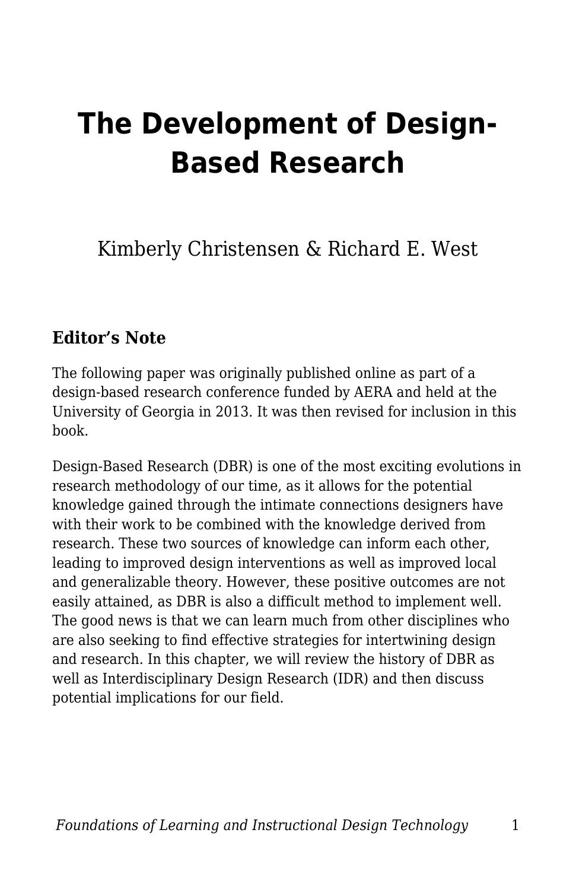# The Development of Design-Based Research

Kimberly Christensen & Richard E. West

## Editor's Note

The following paper was originally published online as part of a design-based research conference funded by AERA and held at the University of Georgia in 2013. It was then revised for inclusion in this book.

Design-Based Research (DBR) is one of the most exciting evolutions in research methodology of our time, as it allows for the potential knowledge gained through the intimate connections designers have with their work to be combined with the knowledge derived from research. These two sources of knowledge can inform each other, leading to improved design interventions as well as improved local and generalizable theory. However, these positive outcomes are not easily attained, as DBR is also a difficult method to implement well. The good news is that we can learn much from other disciplines who are also seeking to find effective strategies for intertwining design and research. In this chapter, we will review the history of DBR as well as Interdisciplinary Design Research (IDR) and then discuss potential implications for our field.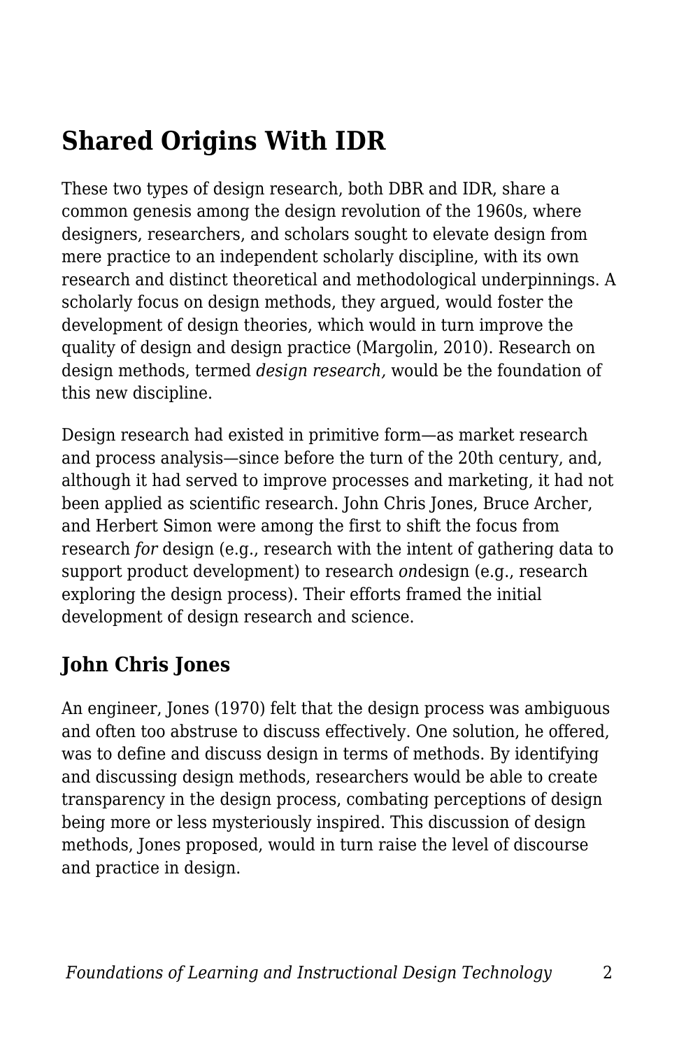## Shared Origins With IDR

These two types of design research, both DBR and IDR, share a common genesis among the design revolution of the 1960s, where designers, researchers, and scholars sought to elevate design from mere practice to an independent scholarly discipline, with its own research and distinct theoretical and methodological underpinnings. A scholarly focus on design methods, they argued, would foster the development of design theories, which would in turn improve the quality of design and design practice (Margolin, 2010). Research on design methods, termed *design research,* would be the foundation of this new discipline.

Design research had existed in primitive form—as market research and process analysis—since before the turn of the 20th century, and, although it had served to improve processes and marketing, it had not been applied as scientific research. John Chris Jones, Bruce Archer, and Herbert Simon were among the first to shift the focus from research *for* design (e.g., research with the intent of gathering data to support product development) to research *on*design (e.g., research exploring the design process). Their efforts framed the initial development of design research and science.

### John Chris Jones

An engineer, Jones (1970) felt that the design process was ambiguous and often too abstruse to discuss effectively. One solution, he offered, was to define and discuss design in terms of methods. By identifying and discussing design methods, researchers would be able to create transparency in the design process, combating perceptions of design being more or less mysteriously inspired. This discussion of design methods, Jones proposed, would in turn raise the level of discourse and practice in design.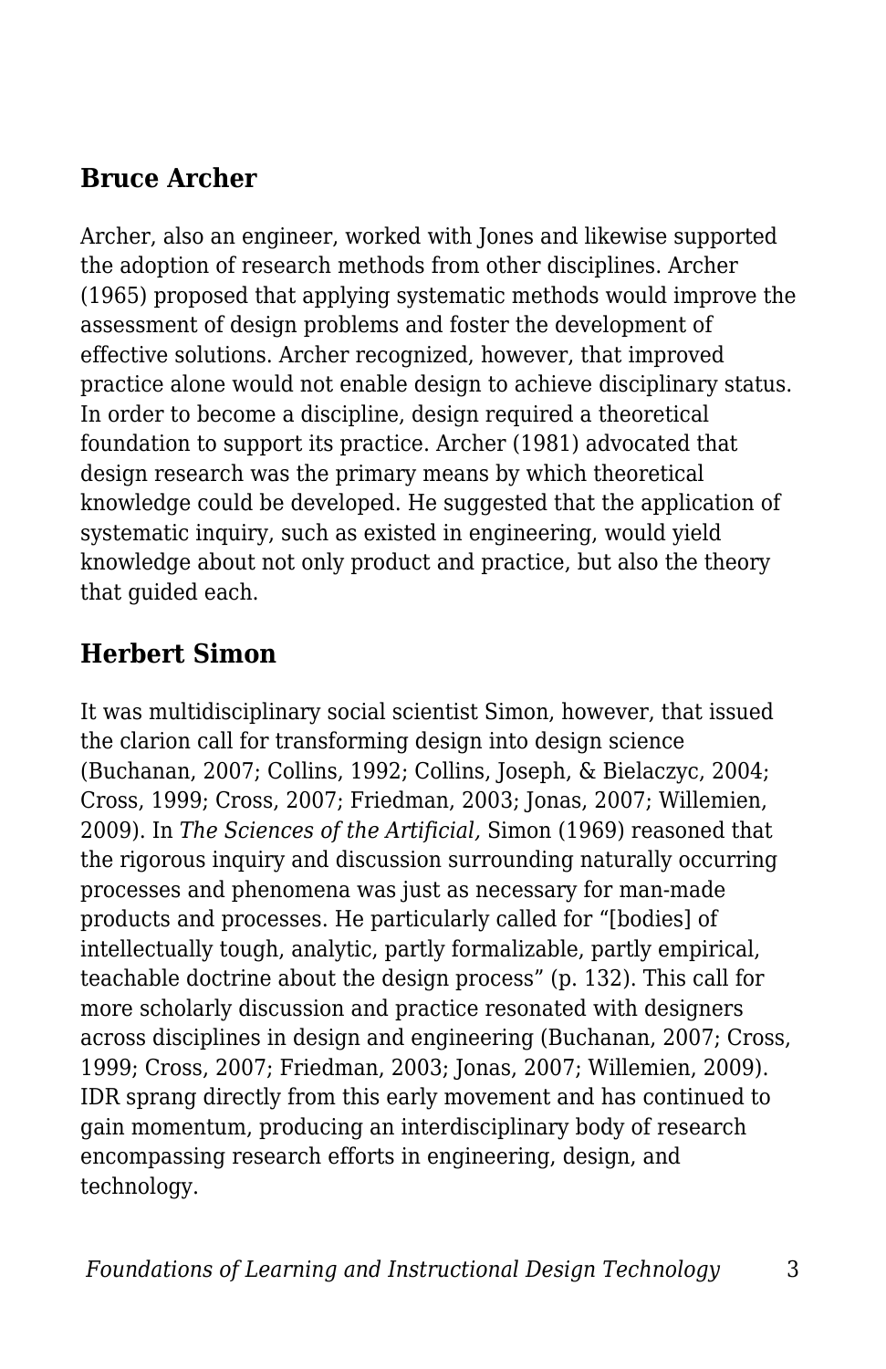## Bruce Archer

Archer, also an engineer, worked with Jones and likewise supported the adoption of research methods from other disciplines. Archer (1965) proposed that applying systematic methods would improve the assessment of design problems and foster the development of effective solutions. Archer recognized, however, that improved practice alone would not enable design to achieve disciplinary status. In order to become a discipline, design required a theoretical foundation to support its practice. Archer (1981) advocated that design research was the primary means by which theoretical knowledge could be developed. He suggested that the application of systematic inquiry, such as existed in engineering, would yield knowledge about not only product and practice, but also the theory that guided each.

## Herbert Simon

It was multidisciplinary social scientist Simon, however, that issued the clarion call for transforming design into design science (Buchanan, 2007; Collins, 1992; Collins, Joseph, & Bielaczyc, 2004; Cross, 1999; Cross, 2007; Friedman, 2003; Jonas, 2007; Willemien, 2009). In *The Sciences of the Artificial,* Simon (1969) reasoned that the rigorous inquiry and discussion surrounding naturally occurring processes and phenomena was just as necessary for man-made products and processes. He particularly called for "[bodies] of intellectually tough, analytic, partly formalizable, partly empirical, teachable doctrine about the design process" (p. 132). This call for more scholarly discussion and practice resonated with designers across disciplines in design and engineering (Buchanan, 2007; Cross, 1999; Cross, 2007; Friedman, 2003; Jonas, 2007; Willemien, 2009). IDR sprang directly from this early movement and has continued to gain momentum, producing an interdisciplinary body of research encompassing research efforts in engineering, design, and technology.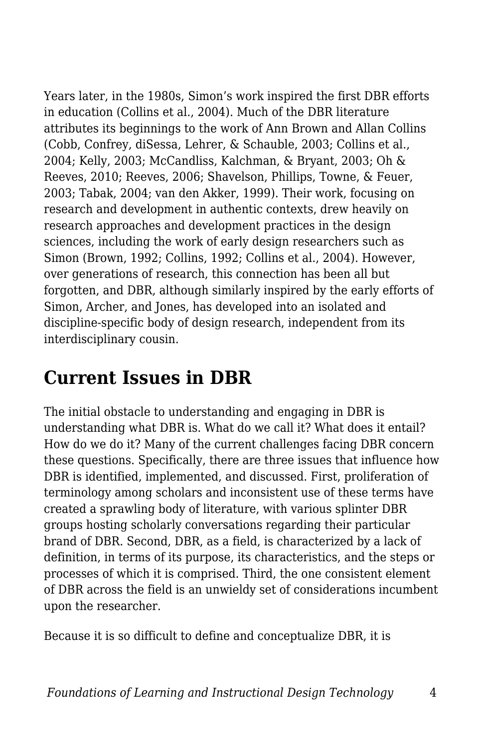Years later, in the 1980s, Simon's work inspired the first DBR efforts in education (Collins et al., 2004). Much of the DBR literature attributes its beginnings to the work of Ann Brown and Allan Collins (Cobb, Confrey, diSessa, Lehrer, & Schauble, 2003; Collins et al., 2004; Kelly, 2003; McCandliss, Kalchman, & Bryant, 2003; Oh & Reeves, 2010; Reeves, 2006; Shavelson, Phillips, Towne, & Feuer, 2003; Tabak, 2004; van den Akker, 1999). Their work, focusing on research and development in authentic contexts, drew heavily on research approaches and development practices in the design sciences, including the work of early design researchers such as Simon (Brown, 1992; Collins, 1992; Collins et al., 2004). However, over generations of research, this connection has been all but forgotten, and DBR, although similarly inspired by the early efforts of Simon, Archer, and Jones, has developed into an isolated and discipline-specific body of design research, independent from its interdisciplinary cousin.

## Current Issues in DBR

The initial obstacle to understanding and engaging in DBR is understanding what DBR is. What do we call it? What does it entail? How do we do it? Many of the current challenges facing DBR concern these questions. Specifically, there are three issues that influence how DBR is identified, implemented, and discussed. First, proliferation of terminology among scholars and inconsistent use of these terms have created a sprawling body of literature, with various splinter DBR groups hosting scholarly conversations regarding their particular brand of DBR. Second, DBR, as a field, is characterized by a lack of definition, in terms of its purpose, its characteristics, and the steps or processes of which it is comprised. Third, the one consistent element of DBR across the field is an unwieldy set of considerations incumbent upon the researcher.

Because it is so difficult to define and conceptualize DBR, it is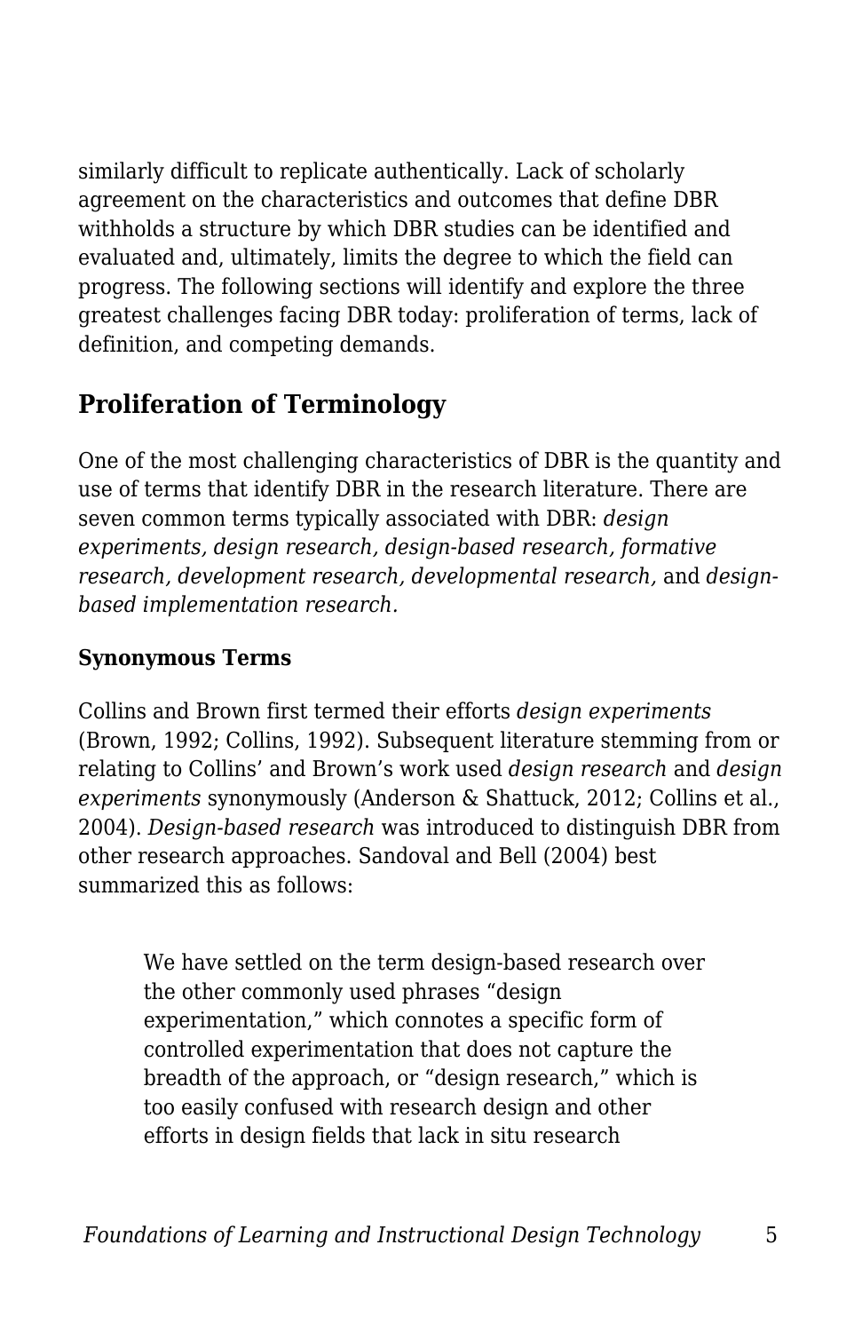similarly difficult to replicate authentically. Lack of scholarly agreement on the characteristics and outcomes that define DBR withholds a structure by which DBR studies can be identified and evaluated and, ultimately, limits the degree to which the field can progress. The following sections will identify and explore the three greatest challenges facing DBR today: proliferation of terms, lack of definition, and competing demands.

## Proliferation of Terminology

One of the most challenging characteristics of DBR is the quantity and use of terms that identify DBR in the research literature. There are seven common terms typically associated with DBR: *design experiments, design research, design-based research, formative research, development research, developmental research,* and *design-based implementation research.*

### Synonymous Terms

Collins and Brown first termed their efforts *design experiments* (Brown, 1992; Collins, 1992). Subsequent literature stemming from or relating to Collins' and Brown's work used *design research* and *design experiments* synonymously (Anderson & Shattuck, 2012; Collins et al., 2004). *Design-based research* was introduced to distinguish DBR from other research approaches. Sandoval and Bell (2004) best summarized this as follows:

> We have settled on the term design-based research over the other commonly used phrases "design experimentation," which connotes a specific form of controlled experimentation that does not capture the breadth of the approach, or "design research," which is too easily confused with research design and other efforts in design fields that lack in situ research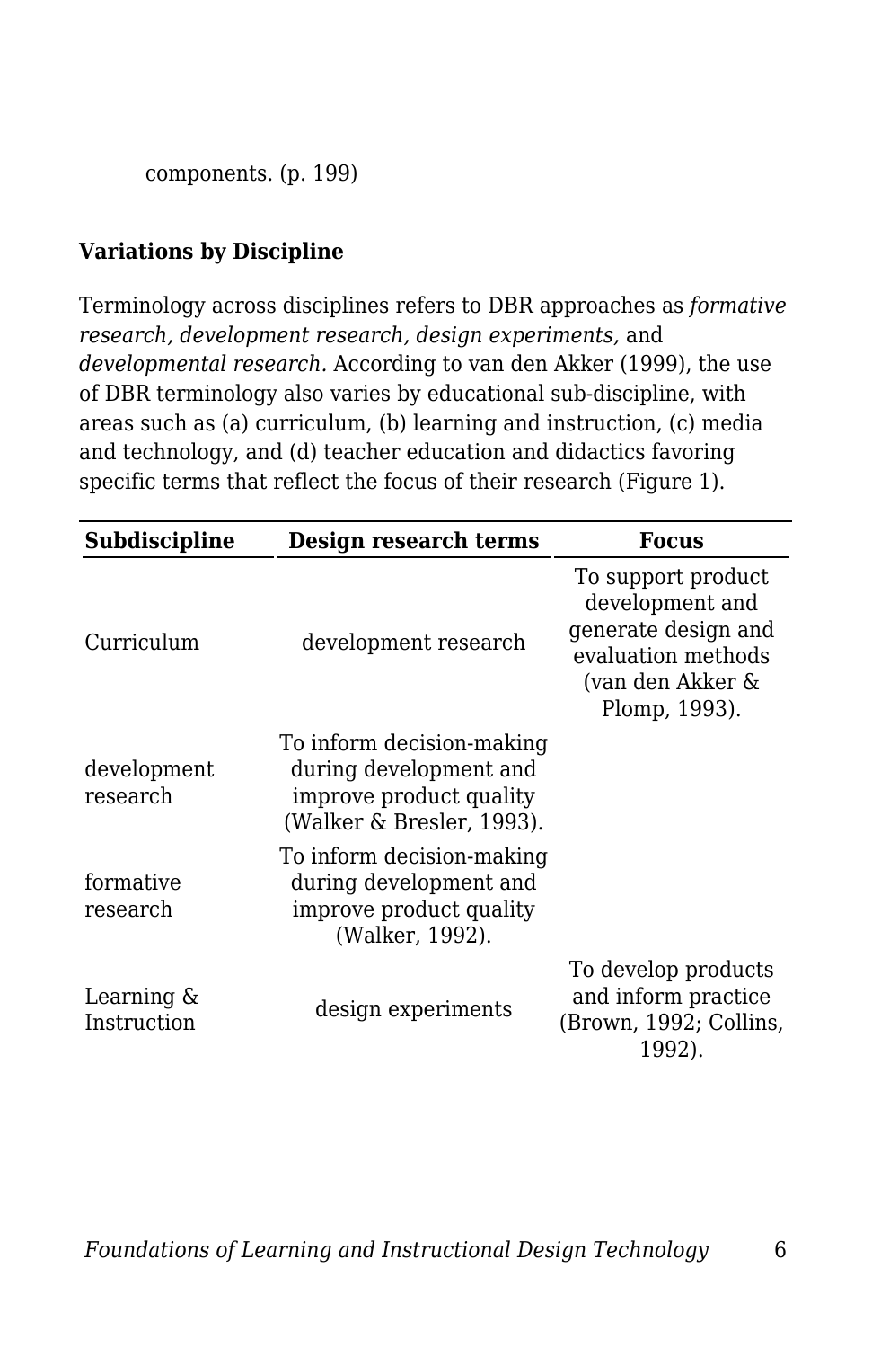components. (p. 199)

**Variations by Discipline**

Terminology across disciplines refers to DBR approaches as *formative research, development research, design experiments,* and *developmental research.* According to van den Akker (1999), the use of DBR terminology also varies by educational sub-discipline, with areas such as (a) curriculum, (b) learning and instruction, (c) media and technology, and (d) teacher education and didactics favoring specific terms that reflect the focus of their research (Figure 1).

| Subdiscipline | Design research terms | Focus |
|---|---|---|
| Curriculum | development research | To support product development and generate design and evaluation methods (van den Akker & Plomp, 1993). |
| development research | To inform decision-making during development and improve product quality (Walker & Bresler, 1993). | |
| formative research | To inform decision-making during development and improve product quality (Walker, 1992). | |
| Learning & Instruction | design experiments | To develop products and inform practice (Brown, 1992; Collins, 1992). |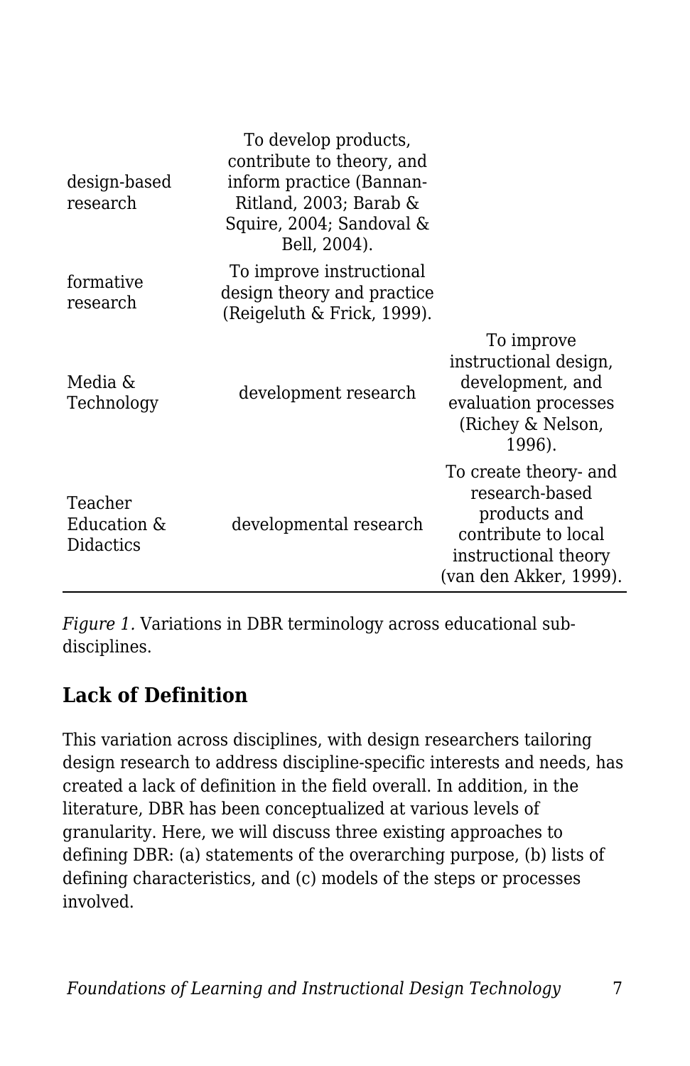| | | |
|---|---|---|
| design-based research | To develop products, contribute to theory, and inform practice (Bannan-Ritland, 2003; Barab & Squire, 2004; Sandoval & Bell, 2004). | |
| formative research | To improve instructional design theory and practice (Reigeluth & Frick, 1999). | |
| Media & Technology | development research | To improve instructional design, development, and evaluation processes (Richey & Nelson, 1996). |
| Teacher Education & Didactics | developmental research | To create theory- and research-based products and contribute to local instructional theory (van den Akker, 1999). |

*Figure 1.* Variations in DBR terminology across educational sub-disciplines.

## Lack of Definition

This variation across disciplines, with design researchers tailoring design research to address discipline-specific interests and needs, has created a lack of definition in the field overall. In addition, in the literature, DBR has been conceptualized at various levels of granularity. Here, we will discuss three existing approaches to defining DBR: (a) statements of the overarching purpose, (b) lists of defining characteristics, and (c) models of the steps or processes involved.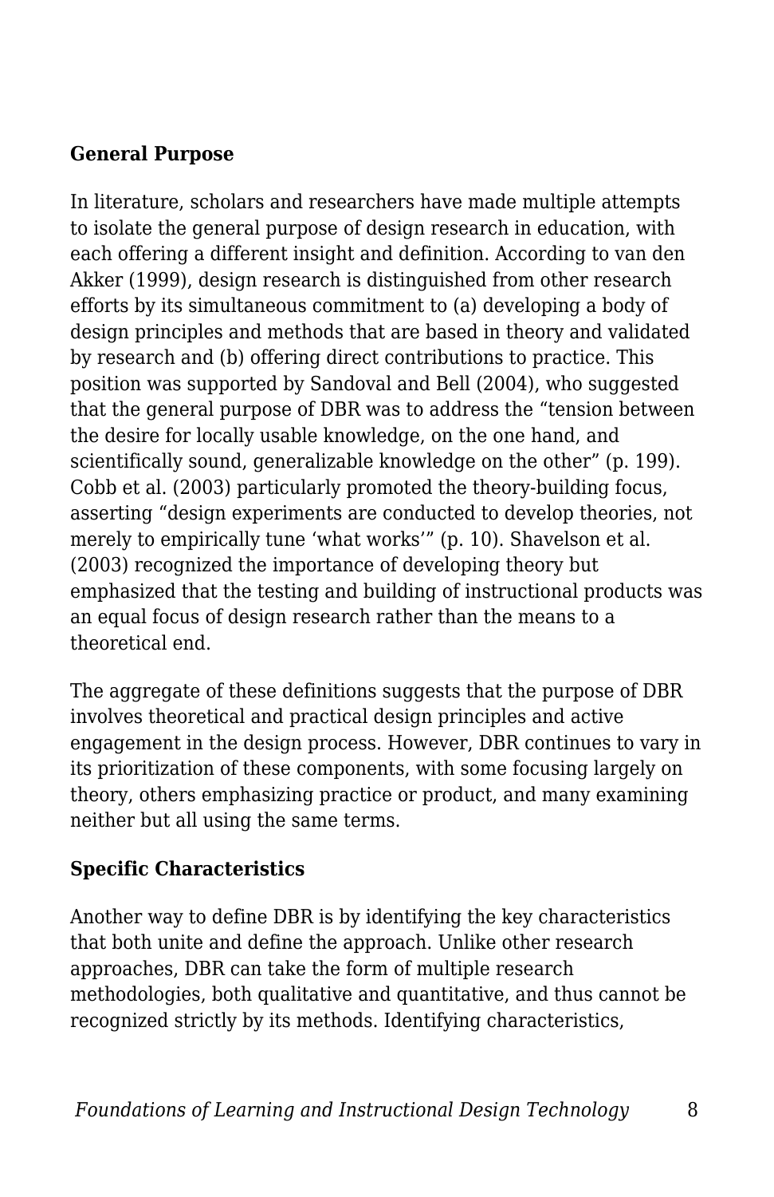### General Purpose

In literature, scholars and researchers have made multiple attempts to isolate the general purpose of design research in education, with each offering a different insight and definition. According to van den Akker (1999), design research is distinguished from other research efforts by its simultaneous commitment to (a) developing a body of design principles and methods that are based in theory and validated by research and (b) offering direct contributions to practice. This position was supported by Sandoval and Bell (2004), who suggested that the general purpose of DBR was to address the "tension between the desire for locally usable knowledge, on the one hand, and scientifically sound, generalizable knowledge on the other" (p. 199). Cobb et al. (2003) particularly promoted the theory-building focus, asserting "design experiments are conducted to develop theories, not merely to empirically tune 'what works'" (p. 10). Shavelson et al. (2003) recognized the importance of developing theory but emphasized that the testing and building of instructional products was an equal focus of design research rather than the means to a theoretical end.

The aggregate of these definitions suggests that the purpose of DBR involves theoretical and practical design principles and active engagement in the design process. However, DBR continues to vary in its prioritization of these components, with some focusing largely on theory, others emphasizing practice or product, and many examining neither but all using the same terms.

### Specific Characteristics

Another way to define DBR is by identifying the key characteristics that both unite and define the approach. Unlike other research approaches, DBR can take the form of multiple research methodologies, both qualitative and quantitative, and thus cannot be recognized strictly by its methods. Identifying characteristics,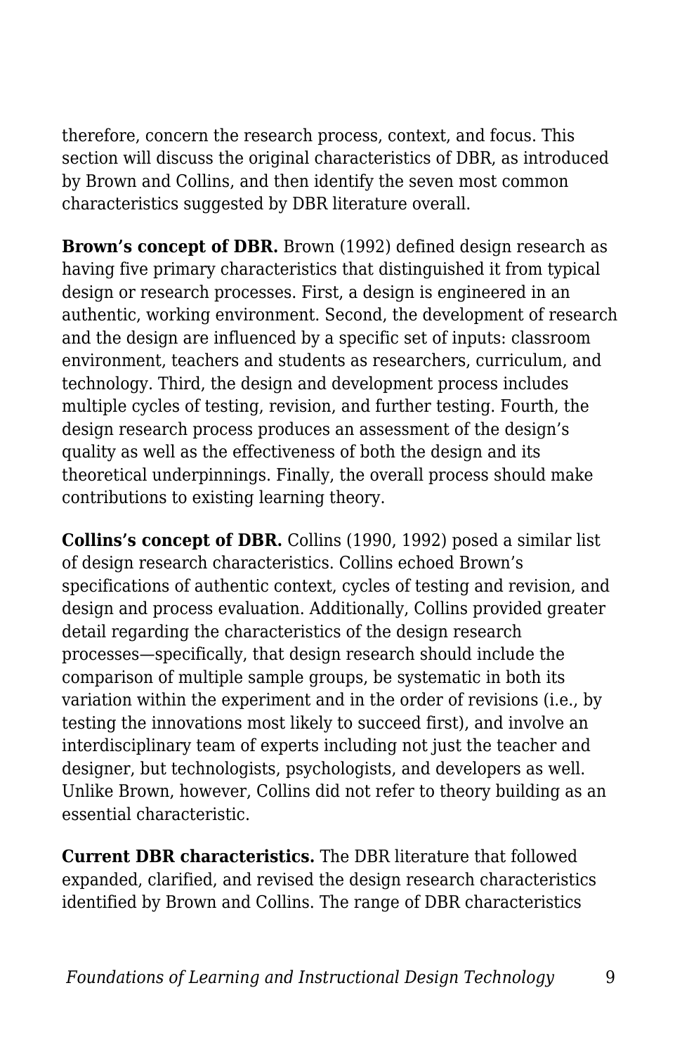therefore, concern the research process, context, and focus. This section will discuss the original characteristics of DBR, as introduced by Brown and Collins, and then identify the seven most common characteristics suggested by DBR literature overall.

**Brown's concept of DBR.** Brown (1992) defined design research as having five primary characteristics that distinguished it from typical design or research processes. First, a design is engineered in an authentic, working environment. Second, the development of research and the design are influenced by a specific set of inputs: classroom environment, teachers and students as researchers, curriculum, and technology. Third, the design and development process includes multiple cycles of testing, revision, and further testing. Fourth, the design research process produces an assessment of the design's quality as well as the effectiveness of both the design and its theoretical underpinnings. Finally, the overall process should make contributions to existing learning theory.

**Collins's concept of DBR.** Collins (1990, 1992) posed a similar list of design research characteristics. Collins echoed Brown's specifications of authentic context, cycles of testing and revision, and design and process evaluation. Additionally, Collins provided greater detail regarding the characteristics of the design research processes—specifically, that design research should include the comparison of multiple sample groups, be systematic in both its variation within the experiment and in the order of revisions (i.e., by testing the innovations most likely to succeed first), and involve an interdisciplinary team of experts including not just the teacher and designer, but technologists, psychologists, and developers as well. Unlike Brown, however, Collins did not refer to theory building as an essential characteristic.

**Current DBR characteristics.** The DBR literature that followed expanded, clarified, and revised the design research characteristics identified by Brown and Collins. The range of DBR characteristics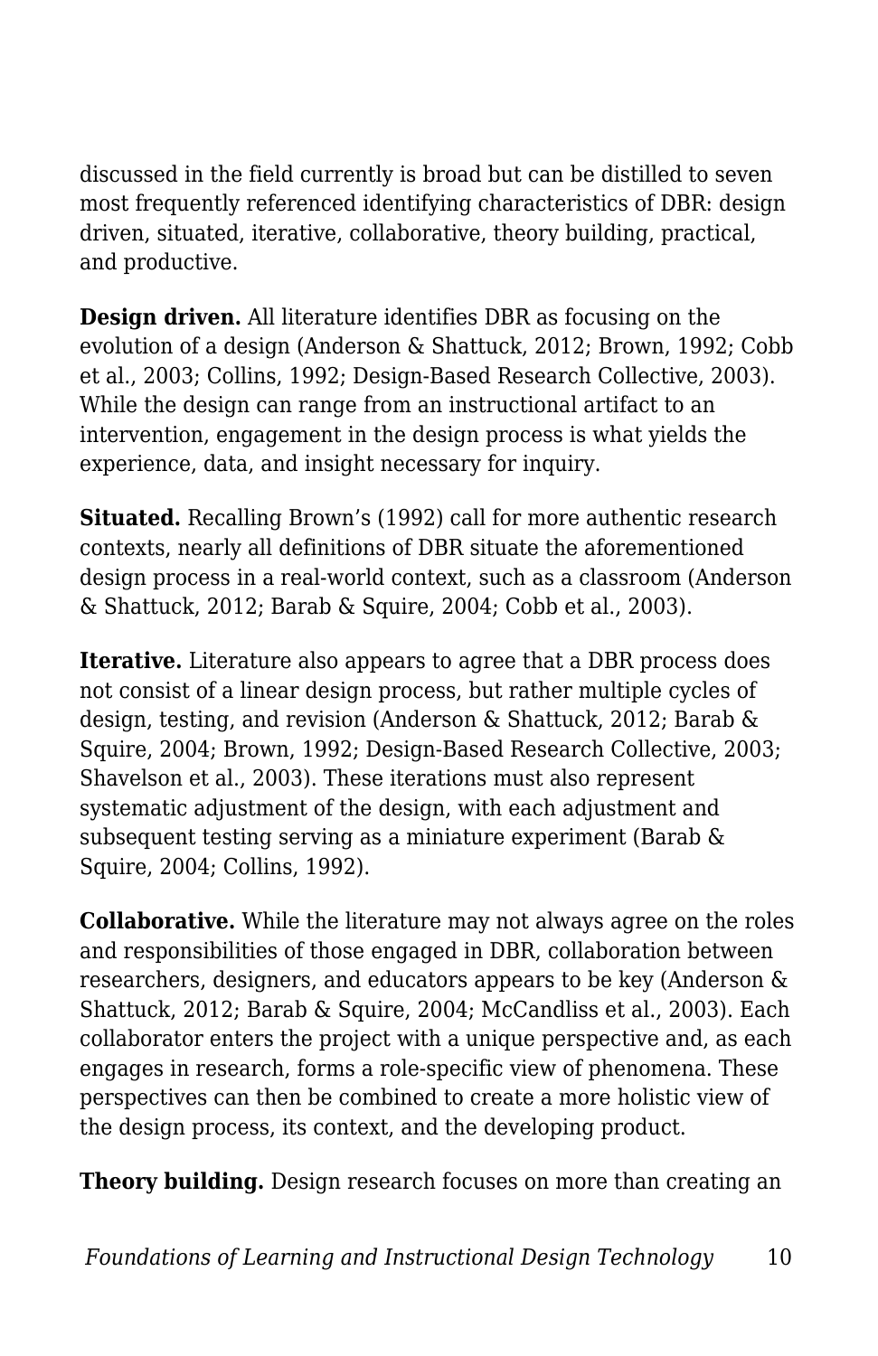discussed in the field currently is broad but can be distilled to seven most frequently referenced identifying characteristics of DBR: design driven, situated, iterative, collaborative, theory building, practical, and productive.

**Design driven.** All literature identifies DBR as focusing on the evolution of a design (Anderson & Shattuck, 2012; Brown, 1992; Cobb et al., 2003; Collins, 1992; Design-Based Research Collective, 2003). While the design can range from an instructional artifact to an intervention, engagement in the design process is what yields the experience, data, and insight necessary for inquiry.

**Situated.** Recalling Brown's (1992) call for more authentic research contexts, nearly all definitions of DBR situate the aforementioned design process in a real-world context, such as a classroom (Anderson & Shattuck, 2012; Barab & Squire, 2004; Cobb et al., 2003).

**Iterative.** Literature also appears to agree that a DBR process does not consist of a linear design process, but rather multiple cycles of design, testing, and revision (Anderson & Shattuck, 2012; Barab & Squire, 2004; Brown, 1992; Design-Based Research Collective, 2003; Shavelson et al., 2003). These iterations must also represent systematic adjustment of the design, with each adjustment and subsequent testing serving as a miniature experiment (Barab & Squire, 2004; Collins, 1992).

**Collaborative.** While the literature may not always agree on the roles and responsibilities of those engaged in DBR, collaboration between researchers, designers, and educators appears to be key (Anderson & Shattuck, 2012; Barab & Squire, 2004; McCandliss et al., 2003). Each collaborator enters the project with a unique perspective and, as each engages in research, forms a role-specific view of phenomena. These perspectives can then be combined to create a more holistic view of the design process, its context, and the developing product.

**Theory building.** Design research focuses on more than creating an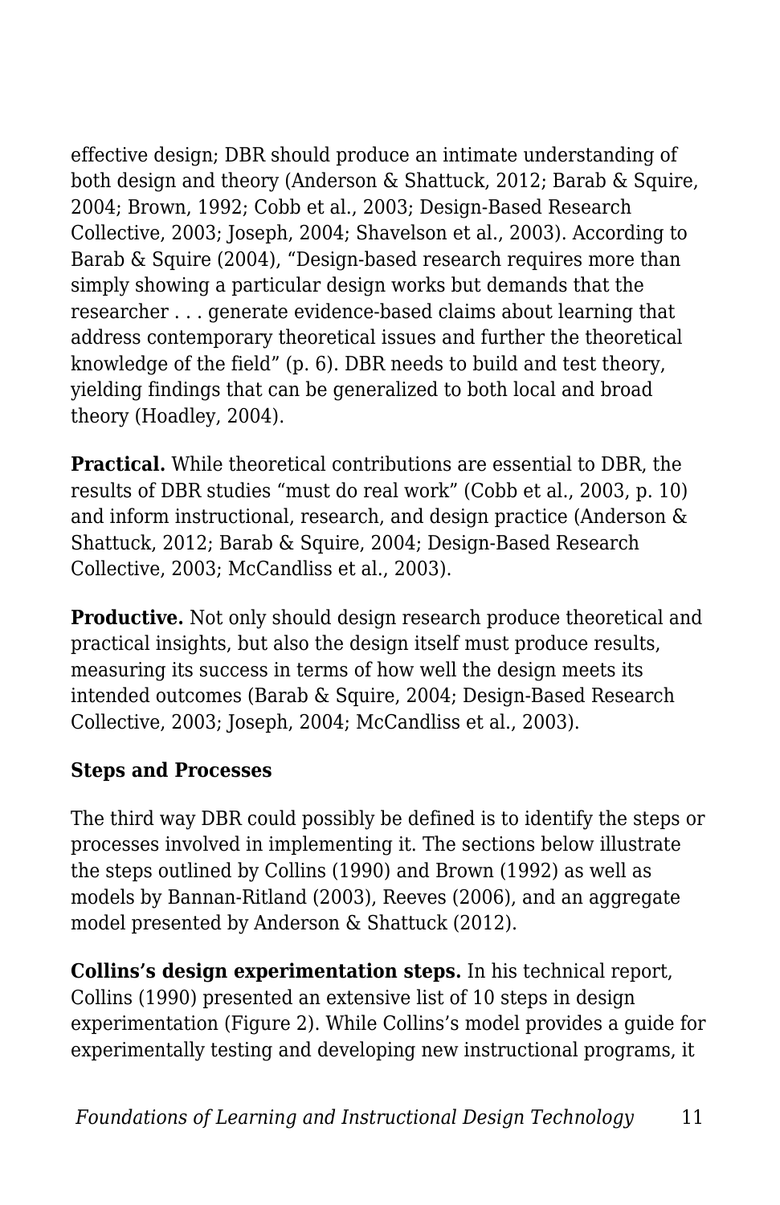effective design; DBR should produce an intimate understanding of both design and theory (Anderson & Shattuck, 2012; Barab & Squire, 2004; Brown, 1992; Cobb et al., 2003; Design-Based Research Collective, 2003; Joseph, 2004; Shavelson et al., 2003). According to Barab & Squire (2004), "Design-based research requires more than simply showing a particular design works but demands that the researcher . . . generate evidence-based claims about learning that address contemporary theoretical issues and further the theoretical knowledge of the field" (p. 6). DBR needs to build and test theory, yielding findings that can be generalized to both local and broad theory (Hoadley, 2004).

**Practical.** While theoretical contributions are essential to DBR, the results of DBR studies "must do real work" (Cobb et al., 2003, p. 10) and inform instructional, research, and design practice (Anderson & Shattuck, 2012; Barab & Squire, 2004; Design-Based Research Collective, 2003; McCandliss et al., 2003).

**Productive.** Not only should design research produce theoretical and practical insights, but also the design itself must produce results, measuring its success in terms of how well the design meets its intended outcomes (Barab & Squire, 2004; Design-Based Research Collective, 2003; Joseph, 2004; McCandliss et al., 2003).

### Steps and Processes

The third way DBR could possibly be defined is to identify the steps or processes involved in implementing it. The sections below illustrate the steps outlined by Collins (1990) and Brown (1992) as well as models by Bannan-Ritland (2003), Reeves (2006), and an aggregate model presented by Anderson & Shattuck (2012).

**Collins's design experimentation steps.** In his technical report, Collins (1990) presented an extensive list of 10 steps in design experimentation (Figure 2). While Collins's model provides a guide for experimentally testing and developing new instructional programs, it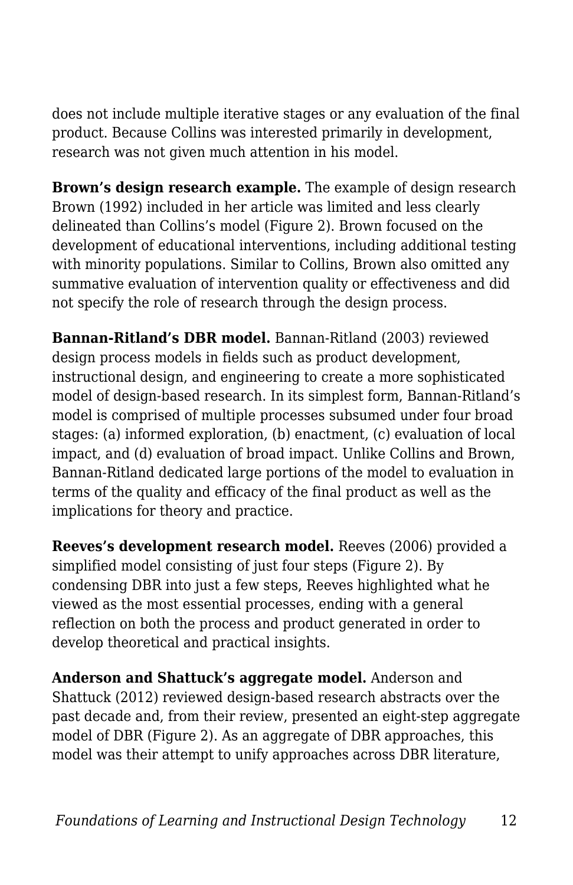does not include multiple iterative stages or any evaluation of the final product. Because Collins was interested primarily in development, research was not given much attention in his model.

**Brown's design research example.** The example of design research Brown (1992) included in her article was limited and less clearly delineated than Collins's model (Figure 2). Brown focused on the development of educational interventions, including additional testing with minority populations. Similar to Collins, Brown also omitted any summative evaluation of intervention quality or effectiveness and did not specify the role of research through the design process.

**Bannan-Ritland's DBR model.** Bannan-Ritland (2003) reviewed design process models in fields such as product development, instructional design, and engineering to create a more sophisticated model of design-based research. In its simplest form, Bannan-Ritland's model is comprised of multiple processes subsumed under four broad stages: (a) informed exploration, (b) enactment, (c) evaluation of local impact, and (d) evaluation of broad impact. Unlike Collins and Brown, Bannan-Ritland dedicated large portions of the model to evaluation in terms of the quality and efficacy of the final product as well as the implications for theory and practice.

**Reeves's development research model.** Reeves (2006) provided a simplified model consisting of just four steps (Figure 2). By condensing DBR into just a few steps, Reeves highlighted what he viewed as the most essential processes, ending with a general reflection on both the process and product generated in order to develop theoretical and practical insights.

**Anderson and Shattuck's aggregate model.** Anderson and Shattuck (2012) reviewed design-based research abstracts over the past decade and, from their review, presented an eight-step aggregate model of DBR (Figure 2). As an aggregate of DBR approaches, this model was their attempt to unify approaches across DBR literature,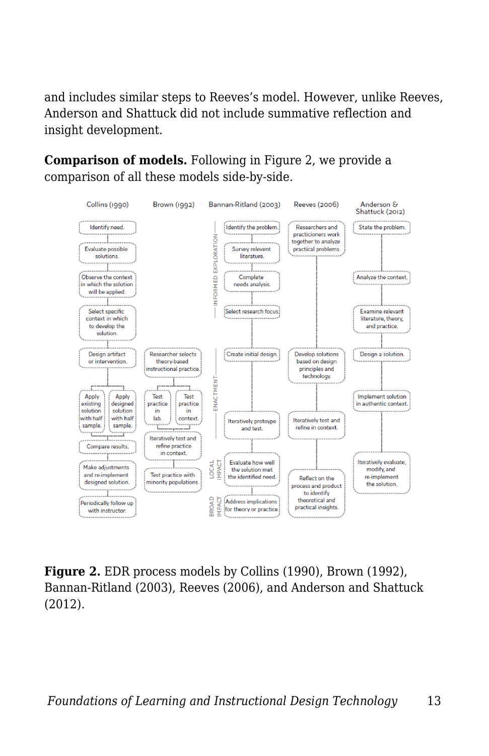and includes similar steps to Reeves's model. However, unlike Reeves, Anderson and Shattuck did not include summative reflection and insight development.

**Comparison of models.** Following in Figure 2, we provide a comparison of all these models side-by-side.

**Collins (1990)**
- Identify need.
- Evaluate possible solutions.
- Observe the context in which the solution will be applied.
- Select specific context in which to develop the solution.
- Design artifact or intervention.
- Apply existing solution with half sample. / Apply designed solution with half sample.
- Compare results.
- Make adjustments and re-implement designed solution.
- Periodically follow up with instructor.

**Brown (1992)**
- Researcher selects theory-based instructional practice.
- Test practice in lab. / Test practice in context.
- Iteratively test and refine practice in context.
- Test practice with minority populations.

**Bannan-Ritland (2003)**
- INFORMED EXPLORATION
  - Identify the problem.
  - Survey relevent literature.
  - Complete needs analysis.
  - Select research focus.
- ENACTMENT
  - Create initial design.
  - Iteratively protoype and test.
- LOCAL IMPACT
  - Evaluate how well the solution met the identified need.
- BROAD IMPACT
  - Address implications for theory or practice.

**Reeves (2006)**
- Researchers and practicioners work together to analyze practical problems.
- Develop solutions based on design principles and technology.
- Iteratively test and refine in context.
- Reflect on the process and product to identify theoretical and practical insights.

**Anderson & Shattuck (2012)**
- State the problem.
- Analyze the context.
- Examine relevant literature, theory, and practice.
- Design a solution.
- Implement solution in authentic context.
- Iteratively evaluate, modify, and re-implement the solution.

**Figure 2.** EDR process models by Collins (1990), Brown (1992), Bannan-Ritland (2003), Reeves (2006), and Anderson and Shattuck (2012).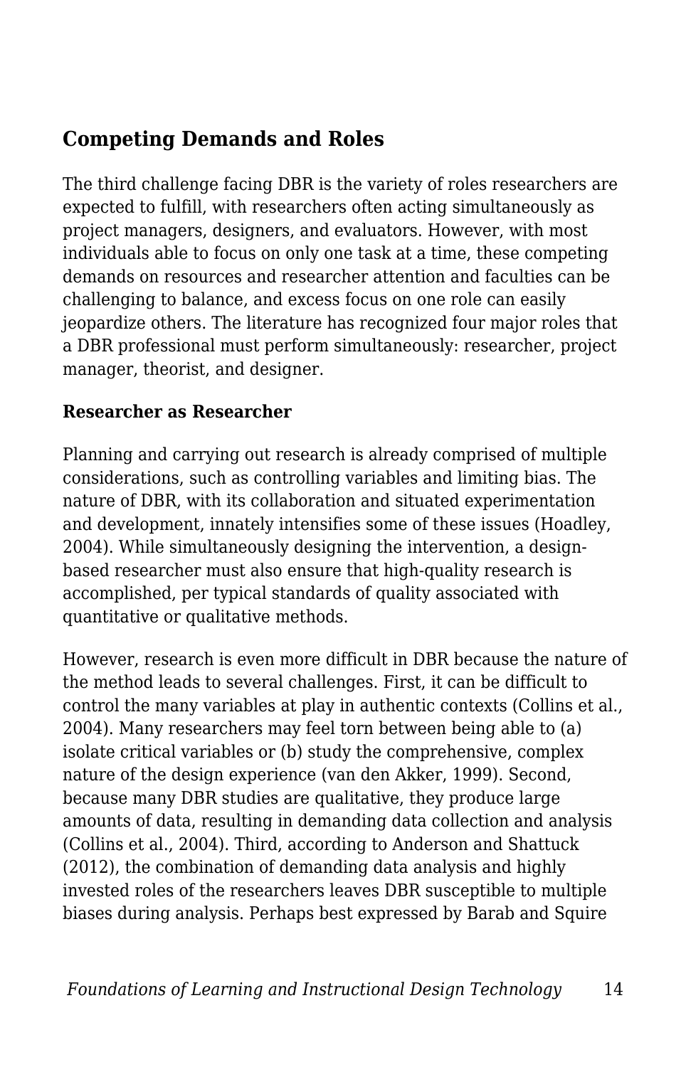## Competing Demands and Roles

The third challenge facing DBR is the variety of roles researchers are expected to fulfill, with researchers often acting simultaneously as project managers, designers, and evaluators. However, with most individuals able to focus on only one task at a time, these competing demands on resources and researcher attention and faculties can be challenging to balance, and excess focus on one role can easily jeopardize others. The literature has recognized four major roles that a DBR professional must perform simultaneously: researcher, project manager, theorist, and designer.

### Researcher as Researcher

Planning and carrying out research is already comprised of multiple considerations, such as controlling variables and limiting bias. The nature of DBR, with its collaboration and situated experimentation and development, innately intensifies some of these issues (Hoadley, 2004). While simultaneously designing the intervention, a design-based researcher must also ensure that high-quality research is accomplished, per typical standards of quality associated with quantitative or qualitative methods.

However, research is even more difficult in DBR because the nature of the method leads to several challenges. First, it can be difficult to control the many variables at play in authentic contexts (Collins et al., 2004). Many researchers may feel torn between being able to (a) isolate critical variables or (b) study the comprehensive, complex nature of the design experience (van den Akker, 1999). Second, because many DBR studies are qualitative, they produce large amounts of data, resulting in demanding data collection and analysis (Collins et al., 2004). Third, according to Anderson and Shattuck (2012), the combination of demanding data analysis and highly invested roles of the researchers leaves DBR susceptible to multiple biases during analysis. Perhaps best expressed by Barab and Squire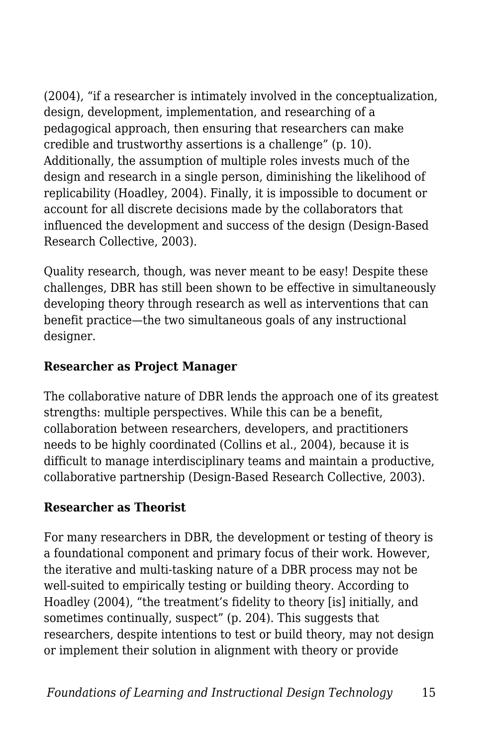(2004), “if a researcher is intimately involved in the conceptualization, design, development, implementation, and researching of a pedagogical approach, then ensuring that researchers can make credible and trustworthy assertions is a challenge” (p. 10). Additionally, the assumption of multiple roles invests much of the design and research in a single person, diminishing the likelihood of replicability (Hoadley, 2004). Finally, it is impossible to document or account for all discrete decisions made by the collaborators that influenced the development and success of the design (Design-Based Research Collective, 2003).

Quality research, though, was never meant to be easy! Despite these challenges, DBR has still been shown to be effective in simultaneously developing theory through research as well as interventions that can benefit practice—the two simultaneous goals of any instructional designer.

**Researcher as Project Manager**

The collaborative nature of DBR lends the approach one of its greatest strengths: multiple perspectives. While this can be a benefit, collaboration between researchers, developers, and practitioners needs to be highly coordinated (Collins et al., 2004), because it is difficult to manage interdisciplinary teams and maintain a productive, collaborative partnership (Design-Based Research Collective, 2003).

**Researcher as Theorist**

For many researchers in DBR, the development or testing of theory is a foundational component and primary focus of their work. However, the iterative and multi-tasking nature of a DBR process may not be well-suited to empirically testing or building theory. According to Hoadley (2004), “the treatment’s fidelity to theory [is] initially, and sometimes continually, suspect” (p. 204). This suggests that researchers, despite intentions to test or build theory, may not design or implement their solution in alignment with theory or provide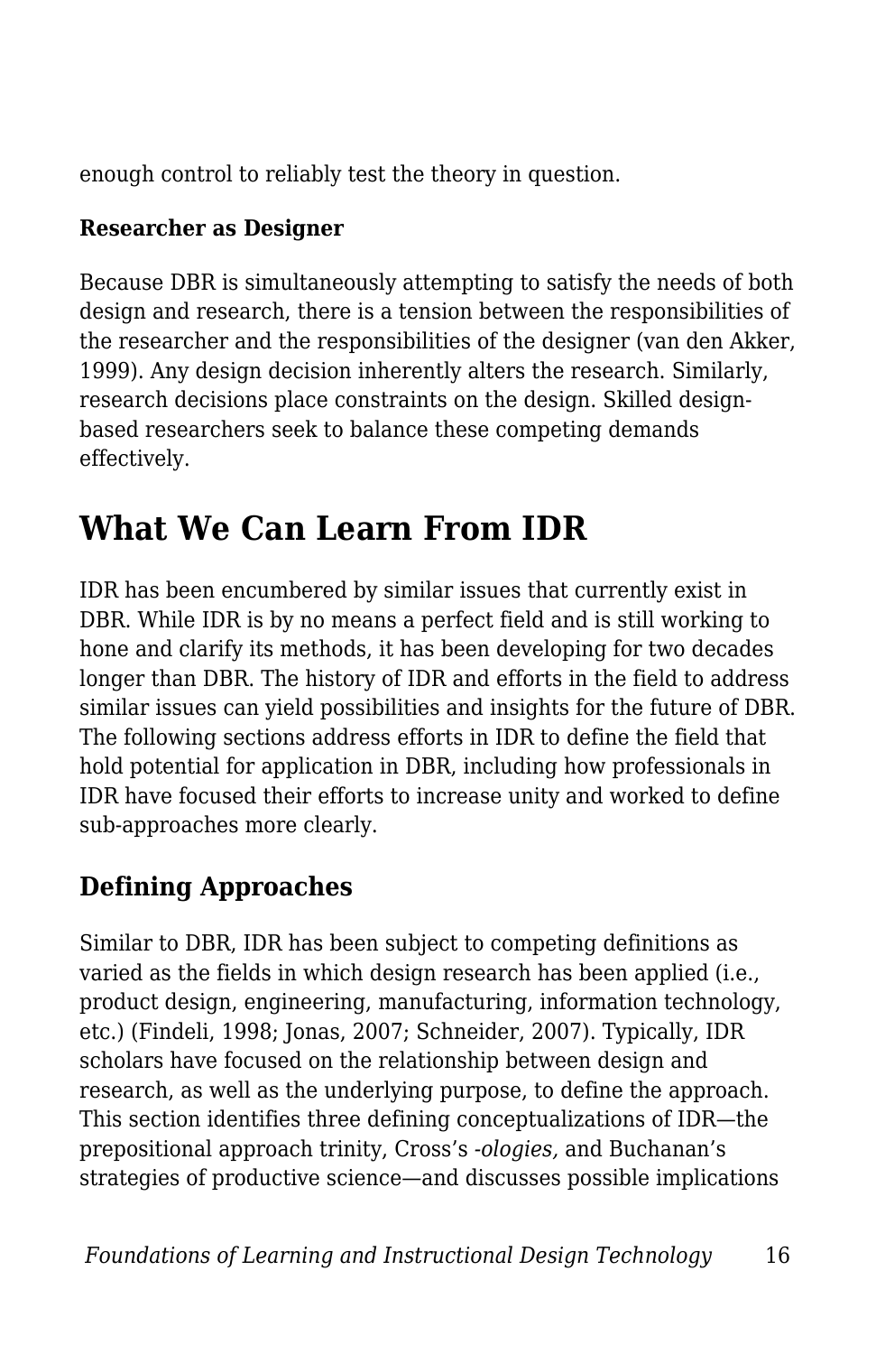enough control to reliably test the theory in question.

**Researcher as Designer**

Because DBR is simultaneously attempting to satisfy the needs of both design and research, there is a tension between the responsibilities of the researcher and the responsibilities of the designer (van den Akker, 1999). Any design decision inherently alters the research. Similarly, research decisions place constraints on the design. Skilled design-based researchers seek to balance these competing demands effectively.

# What We Can Learn From IDR

IDR has been encumbered by similar issues that currently exist in DBR. While IDR is by no means a perfect field and is still working to hone and clarify its methods, it has been developing for two decades longer than DBR. The history of IDR and efforts in the field to address similar issues can yield possibilities and insights for the future of DBR. The following sections address efforts in IDR to define the field that hold potential for application in DBR, including how professionals in IDR have focused their efforts to increase unity and worked to define sub-approaches more clearly.

## Defining Approaches

Similar to DBR, IDR has been subject to competing definitions as varied as the fields in which design research has been applied (i.e., product design, engineering, manufacturing, information technology, etc.) (Findeli, 1998; Jonas, 2007; Schneider, 2007). Typically, IDR scholars have focused on the relationship between design and research, as well as the underlying purpose, to define the approach. This section identifies three defining conceptualizations of IDR—the prepositional approach trinity, Cross's *-ologies,* and Buchanan's strategies of productive science—and discusses possible implications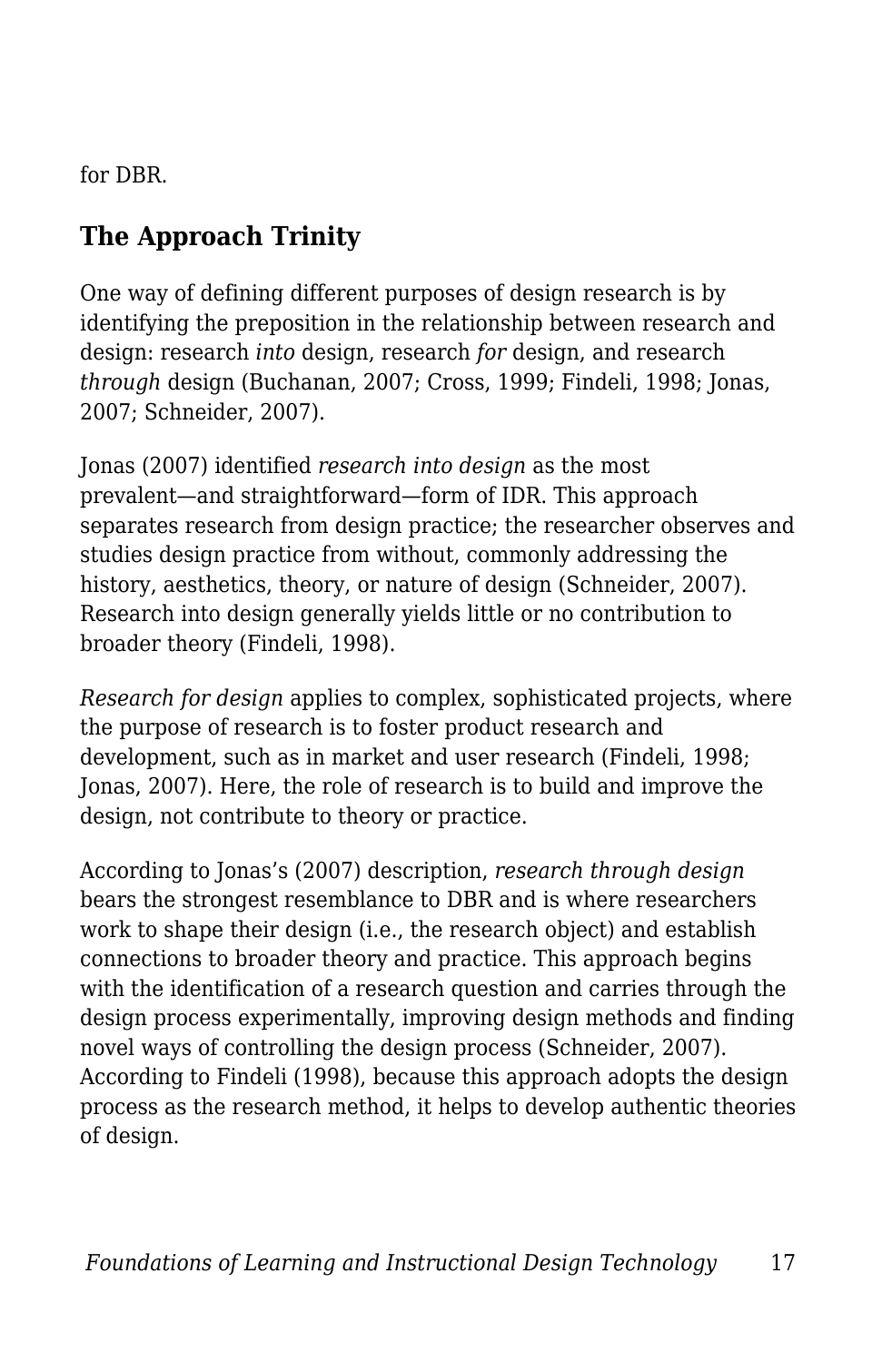for DBR.

## The Approach Trinity

One way of defining different purposes of design research is by identifying the preposition in the relationship between research and design: research *into* design, research *for* design, and research *through* design (Buchanan, 2007; Cross, 1999; Findeli, 1998; Jonas, 2007; Schneider, 2007).

Jonas (2007) identified *research into design* as the most prevalent—and straightforward—form of IDR. This approach separates research from design practice; the researcher observes and studies design practice from without, commonly addressing the history, aesthetics, theory, or nature of design (Schneider, 2007). Research into design generally yields little or no contribution to broader theory (Findeli, 1998).

*Research for design* applies to complex, sophisticated projects, where the purpose of research is to foster product research and development, such as in market and user research (Findeli, 1998; Jonas, 2007). Here, the role of research is to build and improve the design, not contribute to theory or practice.

According to Jonas's (2007) description, *research through design* bears the strongest resemblance to DBR and is where researchers work to shape their design (i.e., the research object) and establish connections to broader theory and practice. This approach begins with the identification of a research question and carries through the design process experimentally, improving design methods and finding novel ways of controlling the design process (Schneider, 2007). According to Findeli (1998), because this approach adopts the design process as the research method, it helps to develop authentic theories of design.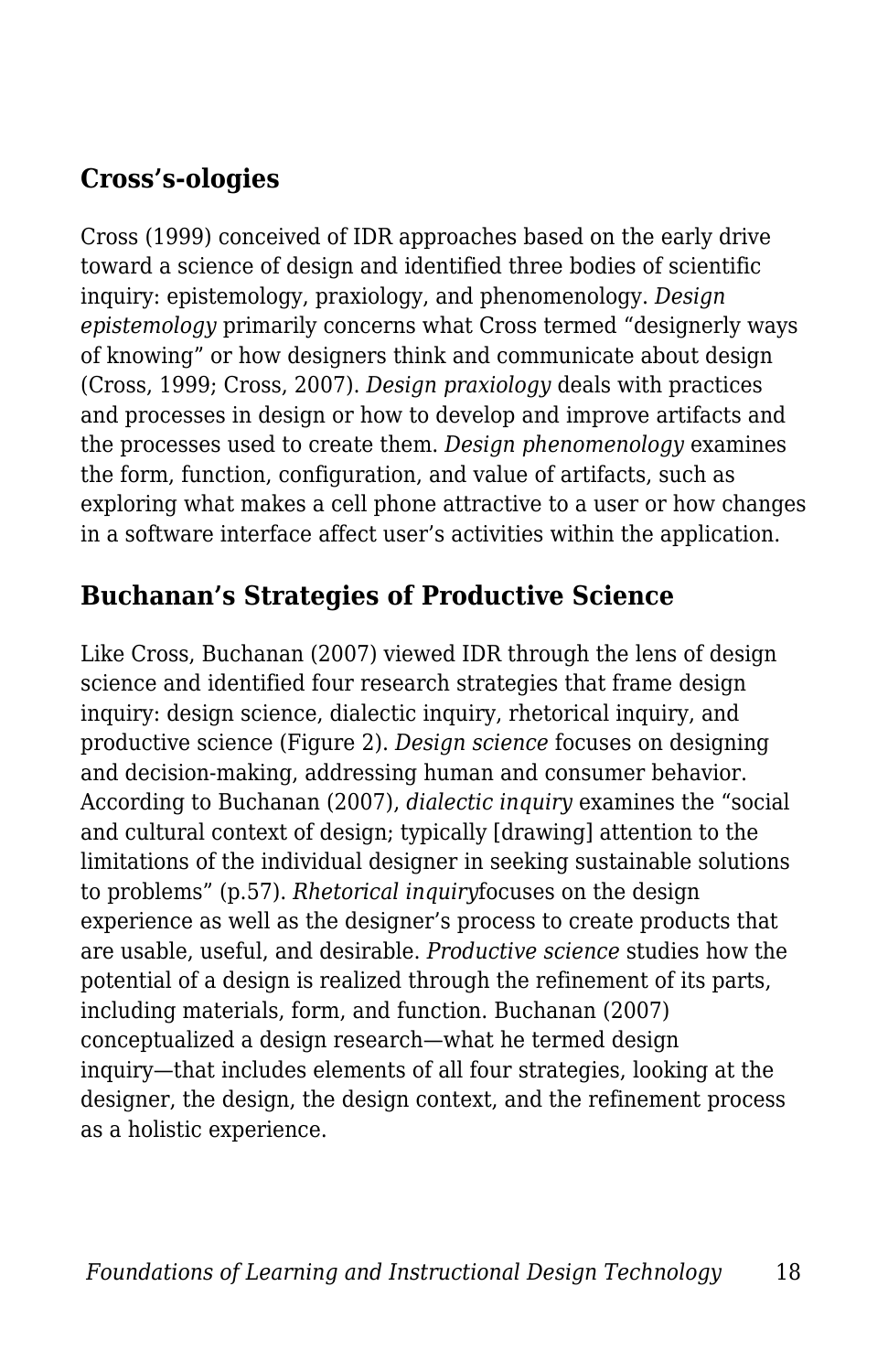## Cross's-ologies

Cross (1999) conceived of IDR approaches based on the early drive toward a science of design and identified three bodies of scientific inquiry: epistemology, praxiology, and phenomenology. *Design epistemology* primarily concerns what Cross termed "designerly ways of knowing" or how designers think and communicate about design (Cross, 1999; Cross, 2007). *Design praxiology* deals with practices and processes in design or how to develop and improve artifacts and the processes used to create them. *Design phenomenology* examines the form, function, configuration, and value of artifacts, such as exploring what makes a cell phone attractive to a user or how changes in a software interface affect user's activities within the application.

## Buchanan's Strategies of Productive Science

Like Cross, Buchanan (2007) viewed IDR through the lens of design science and identified four research strategies that frame design inquiry: design science, dialectic inquiry, rhetorical inquiry, and productive science (Figure 2). *Design science* focuses on designing and decision-making, addressing human and consumer behavior. According to Buchanan (2007), *dialectic inquiry* examines the "social and cultural context of design; typically [drawing] attention to the limitations of the individual designer in seeking sustainable solutions to problems" (p.57). *Rhetorical inquiry*focuses on the design experience as well as the designer's process to create products that are usable, useful, and desirable. *Productive science* studies how the potential of a design is realized through the refinement of its parts, including materials, form, and function. Buchanan (2007) conceptualized a design research—what he termed design inquiry—that includes elements of all four strategies, looking at the designer, the design, the design context, and the refinement process as a holistic experience.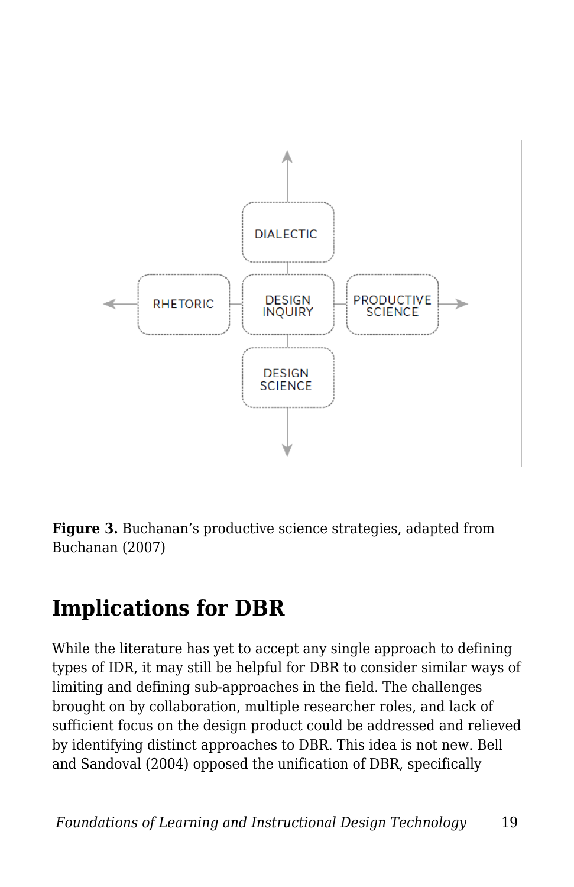DIALECTIC

RHETORIC

DESIGN INQUIRY

PRODUCTIVE SCIENCE

DESIGN SCIENCE

**Figure 3.** Buchanan's productive science strategies, adapted from Buchanan (2007)

## Implications for DBR

While the literature has yet to accept any single approach to defining types of IDR, it may still be helpful for DBR to consider similar ways of limiting and defining sub-approaches in the field. The challenges brought on by collaboration, multiple researcher roles, and lack of sufficient focus on the design product could be addressed and relieved by identifying distinct approaches to DBR. This idea is not new. Bell and Sandoval (2004) opposed the unification of DBR, specifically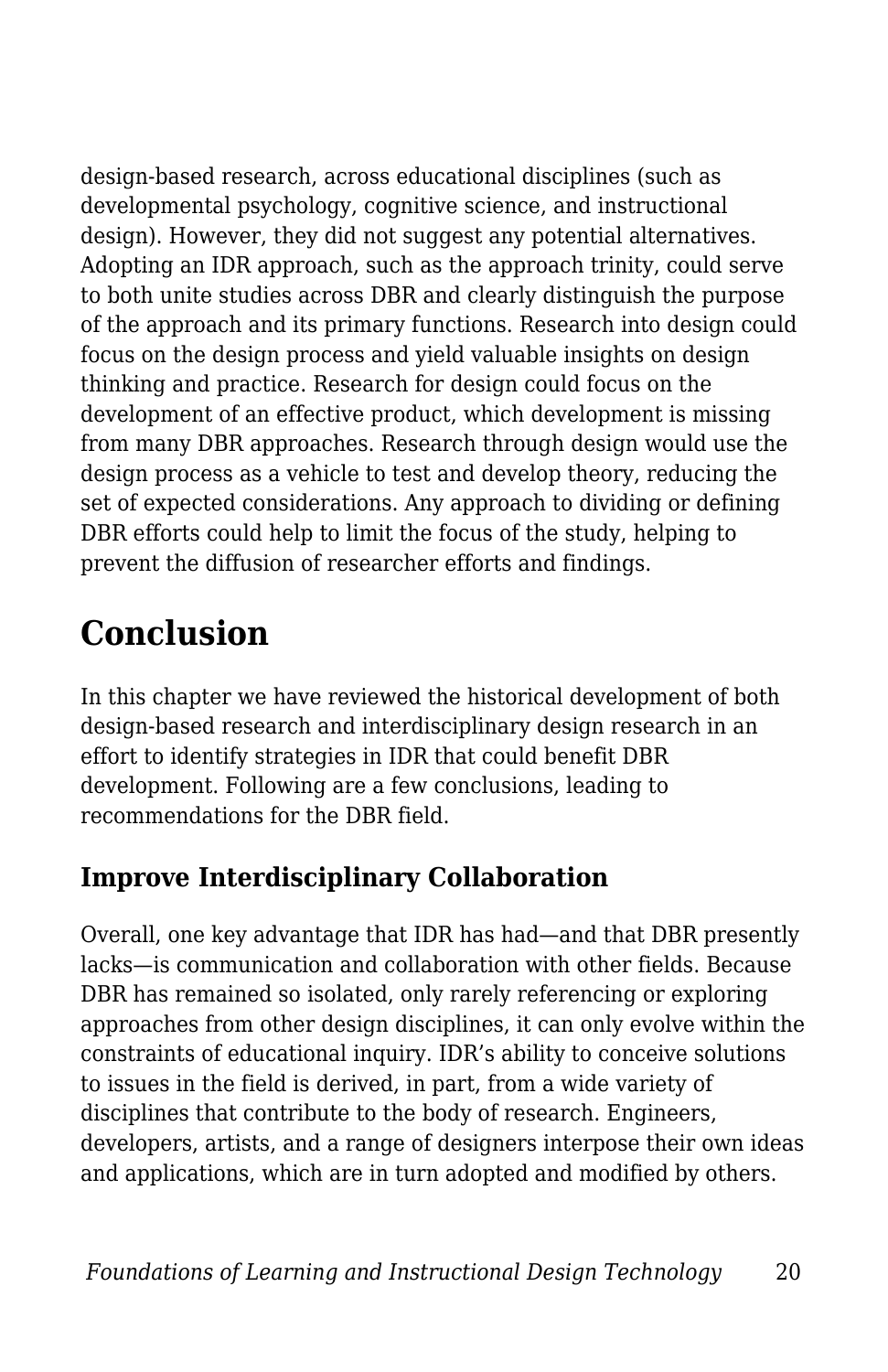design-based research, across educational disciplines (such as developmental psychology, cognitive science, and instructional design). However, they did not suggest any potential alternatives. Adopting an IDR approach, such as the approach trinity, could serve to both unite studies across DBR and clearly distinguish the purpose of the approach and its primary functions. Research into design could focus on the design process and yield valuable insights on design thinking and practice. Research for design could focus on the development of an effective product, which development is missing from many DBR approaches. Research through design would use the design process as a vehicle to test and develop theory, reducing the set of expected considerations. Any approach to dividing or defining DBR efforts could help to limit the focus of the study, helping to prevent the diffusion of researcher efforts and findings.

# Conclusion

In this chapter we have reviewed the historical development of both design-based research and interdisciplinary design research in an effort to identify strategies in IDR that could benefit DBR development. Following are a few conclusions, leading to recommendations for the DBR field.

## Improve Interdisciplinary Collaboration

Overall, one key advantage that IDR has had—and that DBR presently lacks—is communication and collaboration with other fields. Because DBR has remained so isolated, only rarely referencing or exploring approaches from other design disciplines, it can only evolve within the constraints of educational inquiry. IDR's ability to conceive solutions to issues in the field is derived, in part, from a wide variety of disciplines that contribute to the body of research. Engineers, developers, artists, and a range of designers interpose their own ideas and applications, which are in turn adopted and modified by others.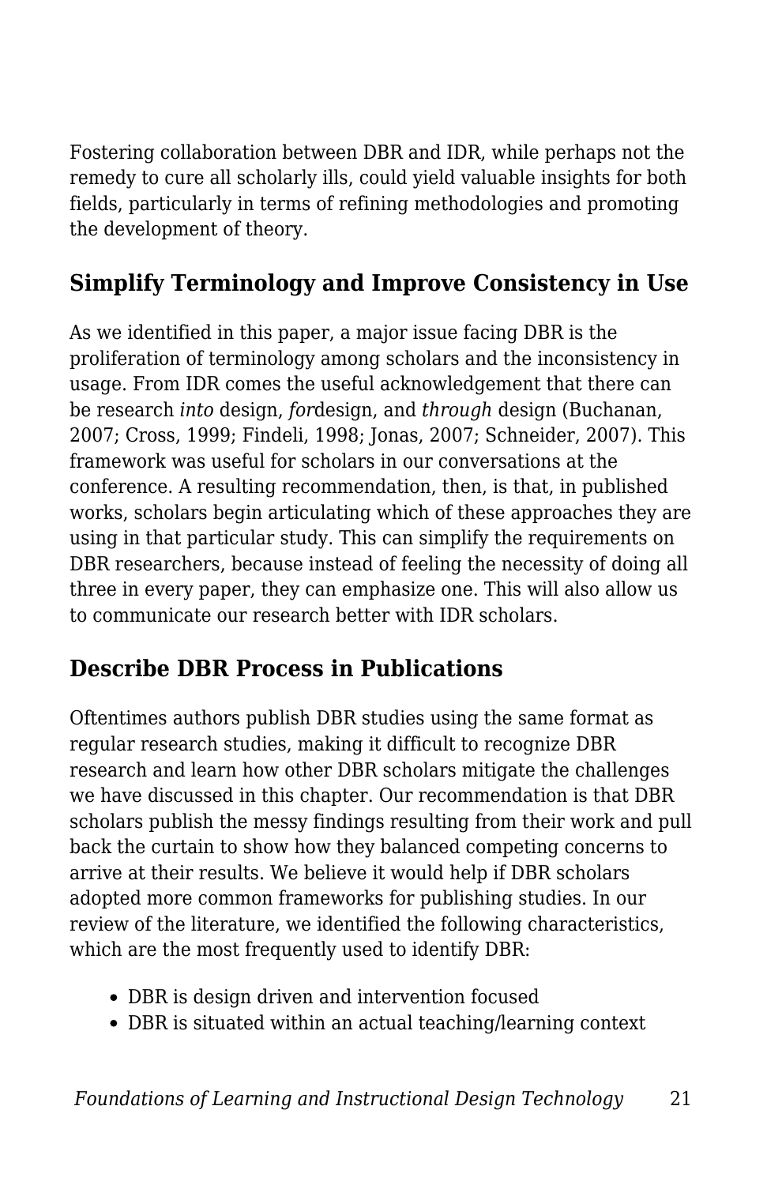Fostering collaboration between DBR and IDR, while perhaps not the remedy to cure all scholarly ills, could yield valuable insights for both fields, particularly in terms of refining methodologies and promoting the development of theory.

## Simplify Terminology and Improve Consistency in Use

As we identified in this paper, a major issue facing DBR is the proliferation of terminology among scholars and the inconsistency in usage. From IDR comes the useful acknowledgement that there can be research *into* design, *for*design, and *through* design (Buchanan, 2007; Cross, 1999; Findeli, 1998; Jonas, 2007; Schneider, 2007). This framework was useful for scholars in our conversations at the conference. A resulting recommendation, then, is that, in published works, scholars begin articulating which of these approaches they are using in that particular study. This can simplify the requirements on DBR researchers, because instead of feeling the necessity of doing all three in every paper, they can emphasize one. This will also allow us to communicate our research better with IDR scholars.

## Describe DBR Process in Publications

Oftentimes authors publish DBR studies using the same format as regular research studies, making it difficult to recognize DBR research and learn how other DBR scholars mitigate the challenges we have discussed in this chapter. Our recommendation is that DBR scholars publish the messy findings resulting from their work and pull back the curtain to show how they balanced competing concerns to arrive at their results. We believe it would help if DBR scholars adopted more common frameworks for publishing studies. In our review of the literature, we identified the following characteristics, which are the most frequently used to identify DBR:

- DBR is design driven and intervention focused
- DBR is situated within an actual teaching/learning context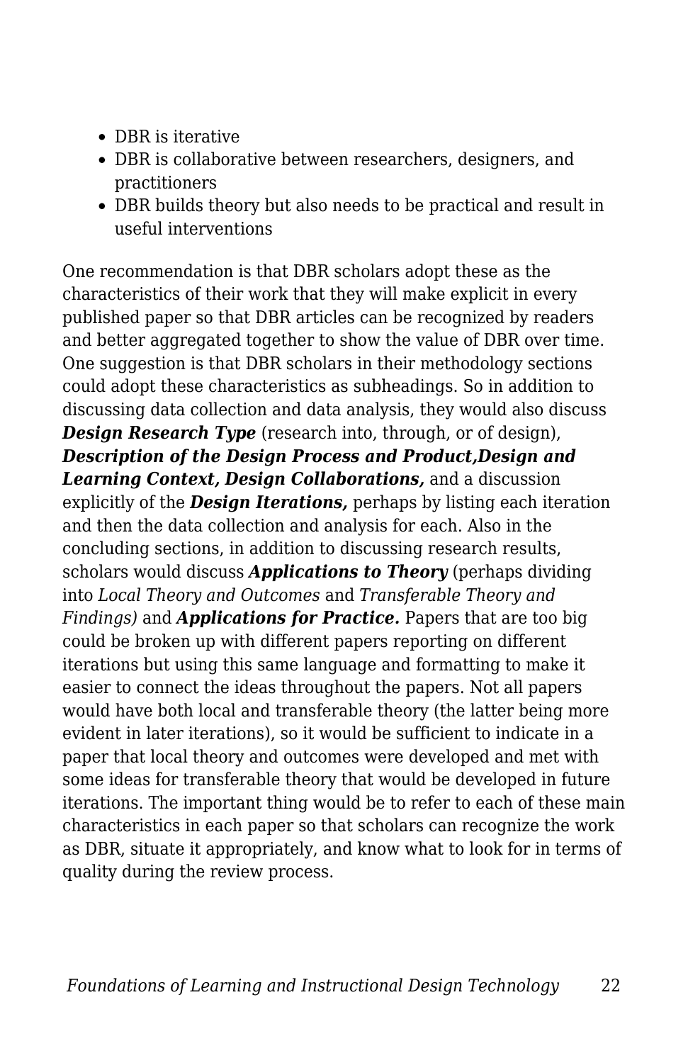- DBR is iterative
- DBR is collaborative between researchers, designers, and practitioners
- DBR builds theory but also needs to be practical and result in useful interventions

One recommendation is that DBR scholars adopt these as the characteristics of their work that they will make explicit in every published paper so that DBR articles can be recognized by readers and better aggregated together to show the value of DBR over time. One suggestion is that DBR scholars in their methodology sections could adopt these characteristics as subheadings. So in addition to discussing data collection and data analysis, they would also discuss ***Design Research Type*** (research into, through, or of design), ***Description of the Design Process and Product,Design and Learning Context, Design Collaborations,*** and a discussion explicitly of the ***Design Iterations,*** perhaps by listing each iteration and then the data collection and analysis for each. Also in the concluding sections, in addition to discussing research results, scholars would discuss ***Applications to Theory*** (perhaps dividing into *Local Theory and Outcomes* and *Transferable Theory and Findings)* and ***Applications for Practice.*** Papers that are too big could be broken up with different papers reporting on different iterations but using this same language and formatting to make it easier to connect the ideas throughout the papers. Not all papers would have both local and transferable theory (the latter being more evident in later iterations), so it would be sufficient to indicate in a paper that local theory and outcomes were developed and met with some ideas for transferable theory that would be developed in future iterations. The important thing would be to refer to each of these main characteristics in each paper so that scholars can recognize the work as DBR, situate it appropriately, and know what to look for in terms of quality during the review process.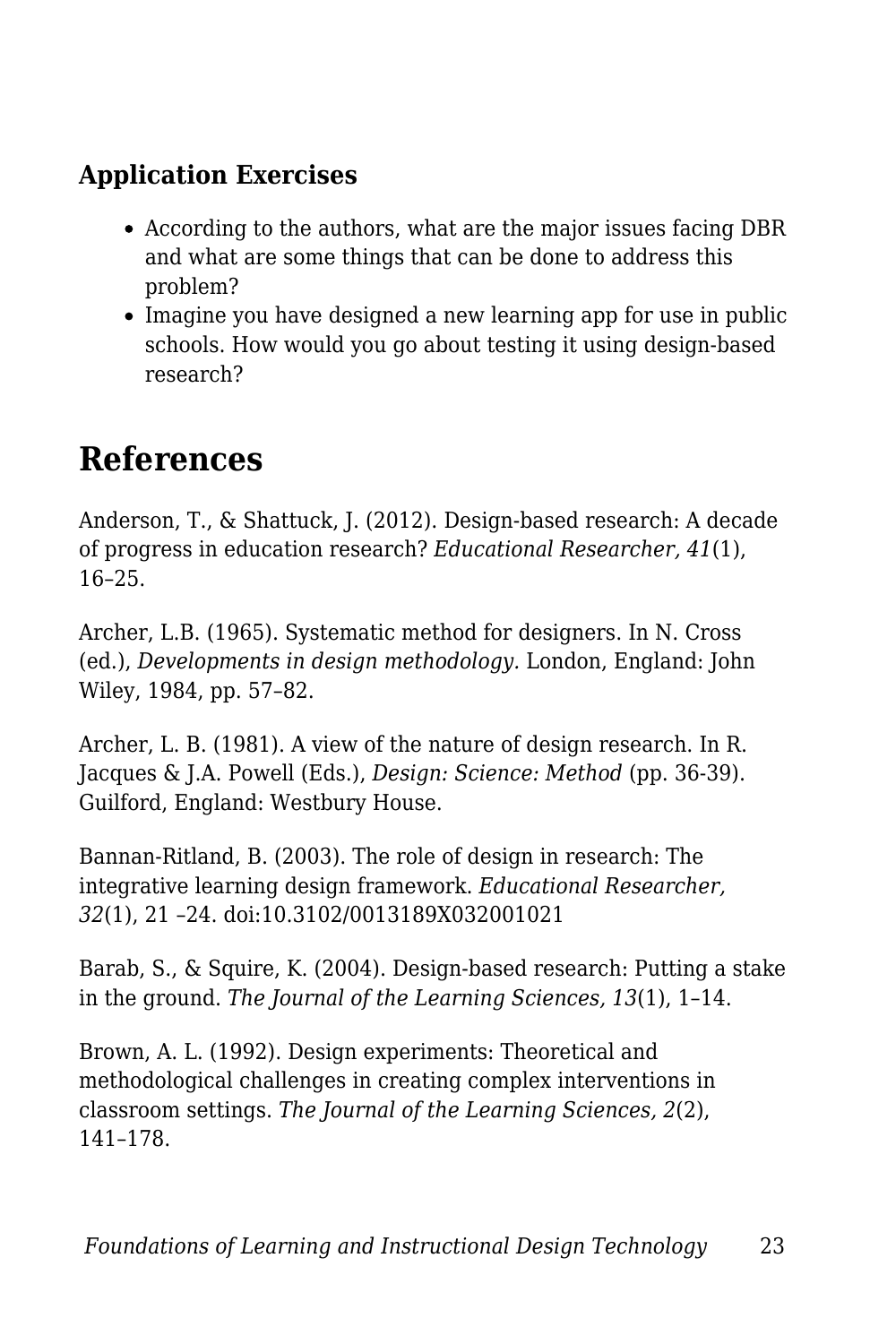### Application Exercises

- According to the authors, what are the major issues facing DBR and what are some things that can be done to address this problem?
- Imagine you have designed a new learning app for use in public schools. How would you go about testing it using design-based research?

## References

Anderson, T., & Shattuck, J. (2012). Design-based research: A decade of progress in education research? *Educational Researcher, 41*(1), 16–25.

Archer, L.B. (1965). Systematic method for designers. In N. Cross (ed.), *Developments in design methodology.* London, England: John Wiley, 1984, pp. 57–82.

Archer, L. B. (1981). A view of the nature of design research. In R. Jacques & J.A. Powell (Eds.), *Design: Science: Method* (pp. 36-39). Guilford, England: Westbury House.

Bannan-Ritland, B. (2003). The role of design in research: The integrative learning design framework. *Educational Researcher, 32*(1), 21 –24. doi:10.3102/0013189X032001021

Barab, S., & Squire, K. (2004). Design-based research: Putting a stake in the ground. *The Journal of the Learning Sciences, 13*(1), 1–14.

Brown, A. L. (1992). Design experiments: Theoretical and methodological challenges in creating complex interventions in classroom settings. *The Journal of the Learning Sciences, 2*(2), 141–178.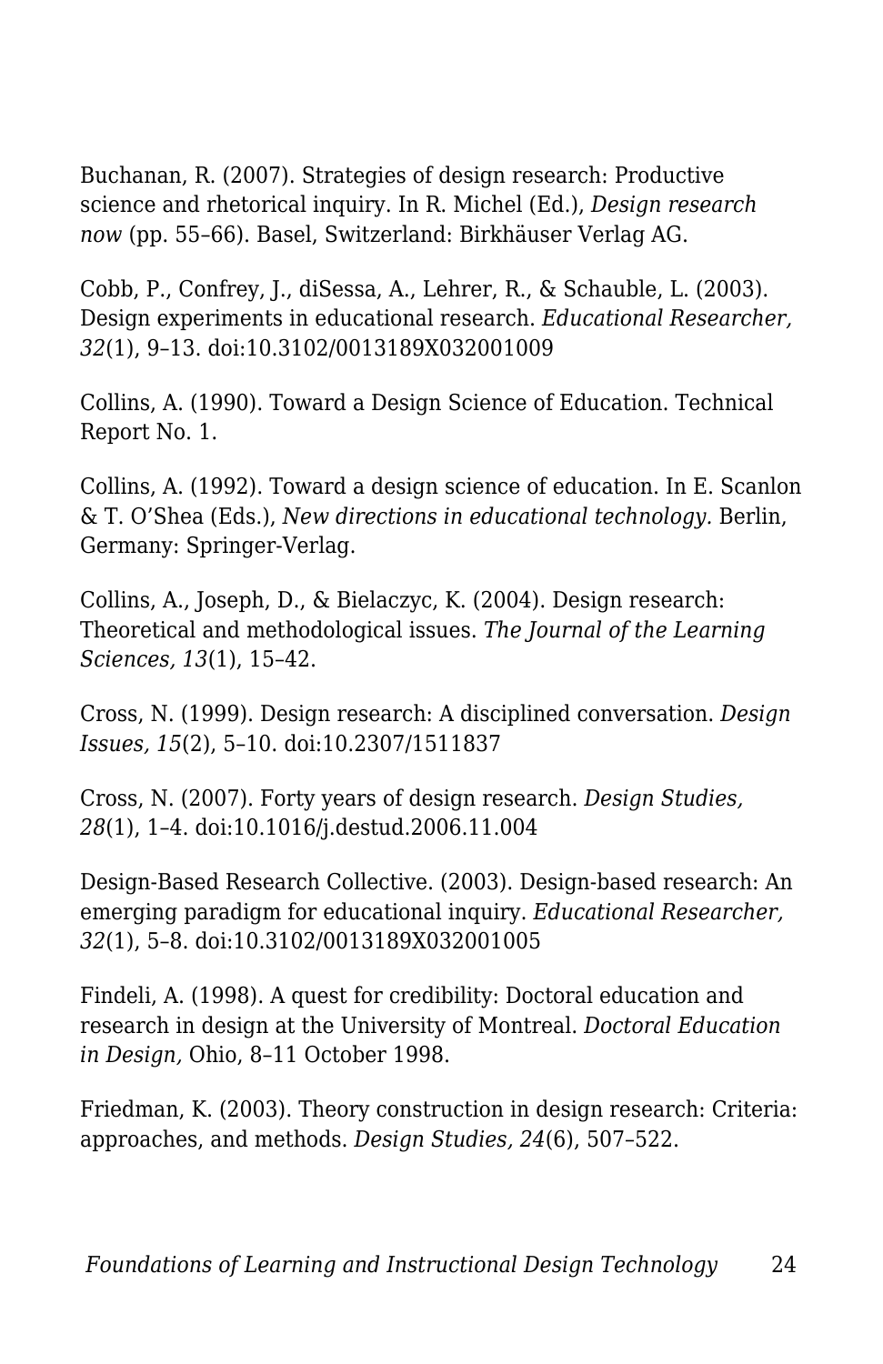Buchanan, R. (2007). Strategies of design research: Productive science and rhetorical inquiry. In R. Michel (Ed.), *Design research now* (pp. 55–66). Basel, Switzerland: Birkhäuser Verlag AG.

Cobb, P., Confrey, J., diSessa, A., Lehrer, R., & Schauble, L. (2003). Design experiments in educational research. *Educational Researcher, 32*(1), 9–13. doi:10.3102/0013189X032001009

Collins, A. (1990). Toward a Design Science of Education. Technical Report No. 1.

Collins, A. (1992). Toward a design science of education. In E. Scanlon & T. O'Shea (Eds.), *New directions in educational technology.* Berlin, Germany: Springer-Verlag.

Collins, A., Joseph, D., & Bielaczyc, K. (2004). Design research: Theoretical and methodological issues. *The Journal of the Learning Sciences, 13*(1), 15–42.

Cross, N. (1999). Design research: A disciplined conversation. *Design Issues, 15*(2), 5–10. doi:10.2307/1511837

Cross, N. (2007). Forty years of design research. *Design Studies, 28*(1), 1–4. doi:10.1016/j.destud.2006.11.004

Design-Based Research Collective. (2003). Design-based research: An emerging paradigm for educational inquiry. *Educational Researcher, 32*(1), 5–8. doi:10.3102/0013189X032001005

Findeli, A. (1998). A quest for credibility: Doctoral education and research in design at the University of Montreal. *Doctoral Education in Design,* Ohio, 8–11 October 1998.

Friedman, K. (2003). Theory construction in design research: Criteria: approaches, and methods. *Design Studies, 24*(6), 507–522.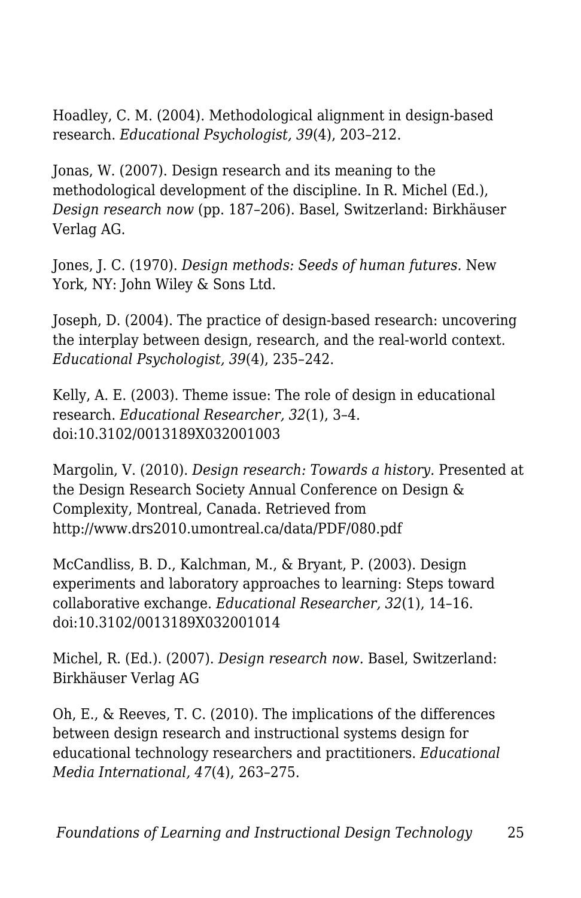Hoadley, C. M. (2004). Methodological alignment in design-based research. *Educational Psychologist, 39*(4), 203–212.

Jonas, W. (2007). Design research and its meaning to the methodological development of the discipline. In R. Michel (Ed.), *Design research now* (pp. 187–206). Basel, Switzerland: Birkhäuser Verlag AG.

Jones, J. C. (1970). *Design methods: Seeds of human futures.* New York, NY: John Wiley & Sons Ltd.

Joseph, D. (2004). The practice of design-based research: uncovering the interplay between design, research, and the real-world context. *Educational Psychologist, 39*(4), 235–242.

Kelly, A. E. (2003). Theme issue: The role of design in educational research. *Educational Researcher, 32*(1), 3–4. doi:10.3102/0013189X032001003

Margolin, V. (2010). *Design research: Towards a history.* Presented at the Design Research Society Annual Conference on Design & Complexity, Montreal, Canada. Retrieved from http://www.drs2010.umontreal.ca/data/PDF/080.pdf

McCandliss, B. D., Kalchman, M., & Bryant, P. (2003). Design experiments and laboratory approaches to learning: Steps toward collaborative exchange. *Educational Researcher, 32*(1), 14–16. doi:10.3102/0013189X032001014

Michel, R. (Ed.). (2007). *Design research now.* Basel, Switzerland: Birkhäuser Verlag AG

Oh, E., & Reeves, T. C. (2010). The implications of the differences between design research and instructional systems design for educational technology researchers and practitioners. *Educational Media International, 47*(4), 263–275.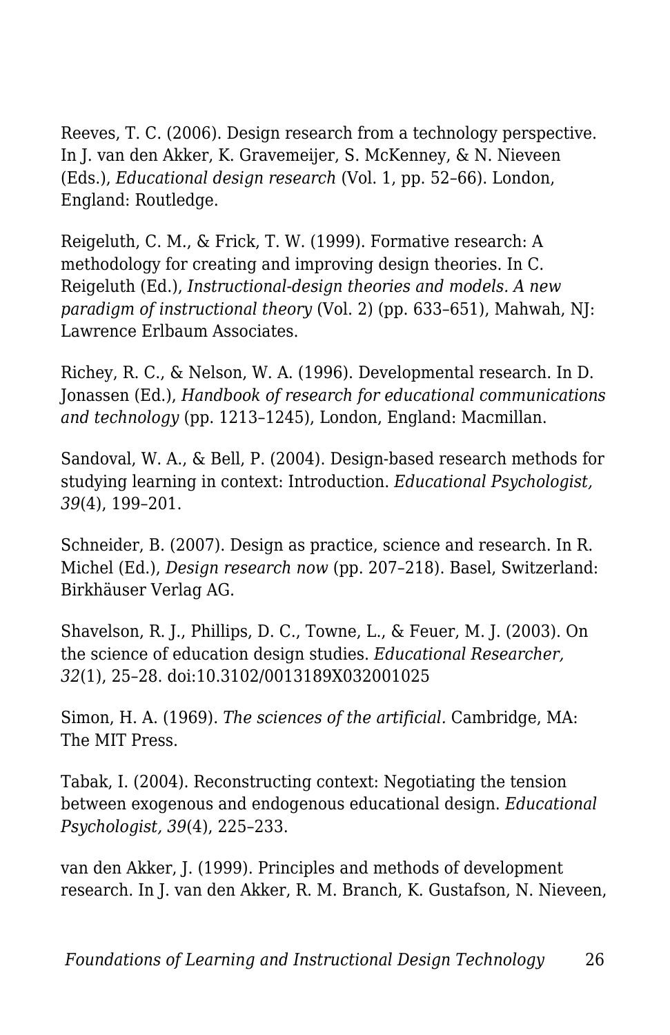Reeves, T. C. (2006). Design research from a technology perspective. In J. van den Akker, K. Gravemeijer, S. McKenney, & N. Nieveen (Eds.), *Educational design research* (Vol. 1, pp. 52–66). London, England: Routledge.

Reigeluth, C. M., & Frick, T. W. (1999). Formative research: A methodology for creating and improving design theories. In C. Reigeluth (Ed.), *Instructional-design theories and models. A new paradigm of instructional theory* (Vol. 2) (pp. 633–651), Mahwah, NJ: Lawrence Erlbaum Associates.

Richey, R. C., & Nelson, W. A. (1996). Developmental research. In D. Jonassen (Ed.), *Handbook of research for educational communications and technology* (pp. 1213–1245), London, England: Macmillan.

Sandoval, W. A., & Bell, P. (2004). Design-based research methods for studying learning in context: Introduction. *Educational Psychologist, 39*(4), 199–201.

Schneider, B. (2007). Design as practice, science and research. In R. Michel (Ed.), *Design research now* (pp. 207–218). Basel, Switzerland: Birkhäuser Verlag AG.

Shavelson, R. J., Phillips, D. C., Towne, L., & Feuer, M. J. (2003). On the science of education design studies. *Educational Researcher, 32*(1), 25–28. doi:10.3102/0013189X032001025

Simon, H. A. (1969). *The sciences of the artificial.* Cambridge, MA: The MIT Press.

Tabak, I. (2004). Reconstructing context: Negotiating the tension between exogenous and endogenous educational design. *Educational Psychologist, 39*(4), 225–233.

van den Akker, J. (1999). Principles and methods of development research. In J. van den Akker, R. M. Branch, K. Gustafson, N. Nieveen,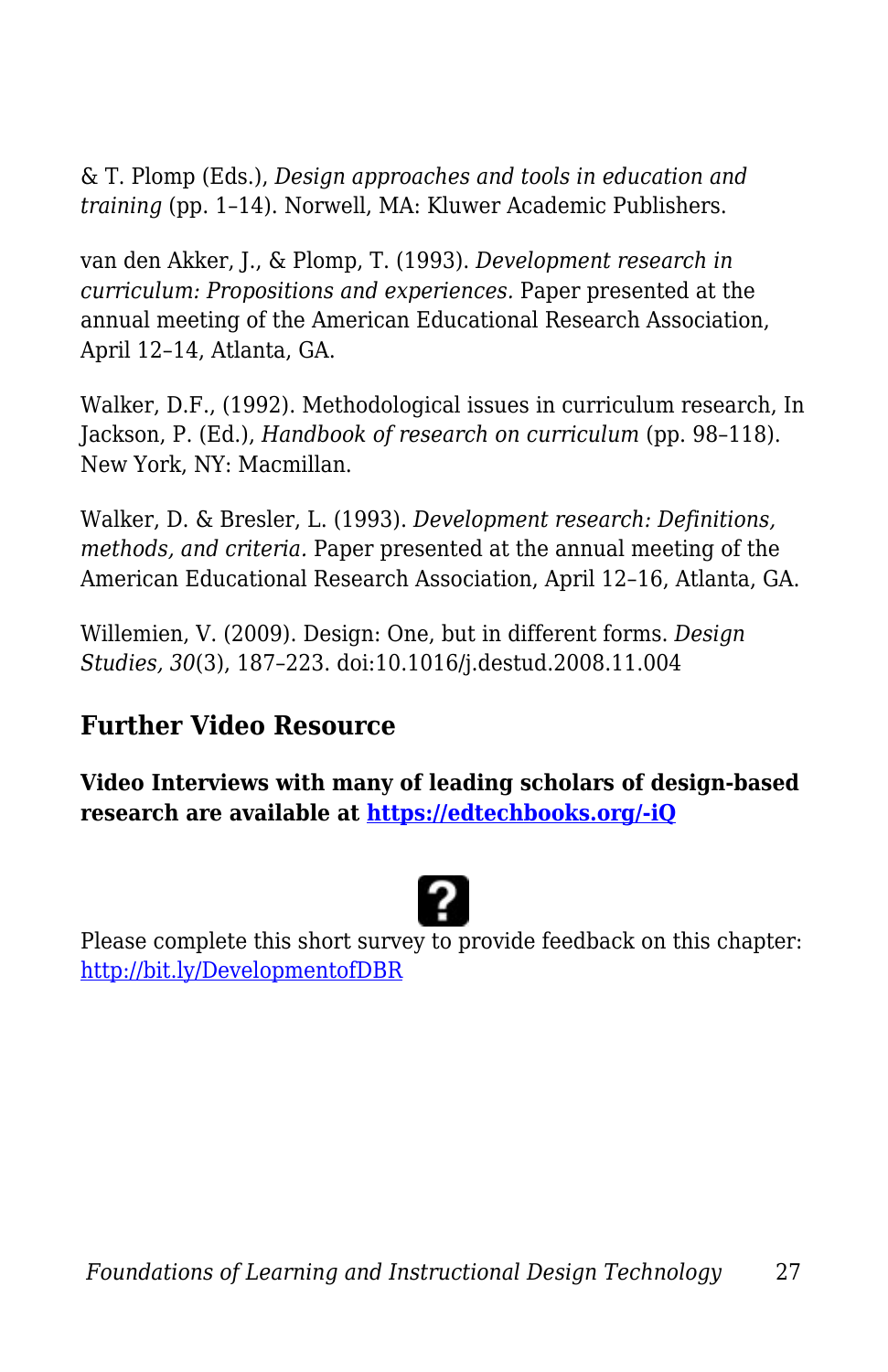& T. Plomp (Eds.), *Design approaches and tools in education and training* (pp. 1–14). Norwell, MA: Kluwer Academic Publishers.

van den Akker, J., & Plomp, T. (1993). *Development research in curriculum: Propositions and experiences.* Paper presented at the annual meeting of the American Educational Research Association, April 12–14, Atlanta, GA.

Walker, D.F., (1992). Methodological issues in curriculum research, In Jackson, P. (Ed.), *Handbook of research on curriculum* (pp. 98–118). New York, NY: Macmillan.

Walker, D. & Bresler, L. (1993). *Development research: Definitions, methods, and criteria.* Paper presented at the annual meeting of the American Educational Research Association, April 12–16, Atlanta, GA.

Willemien, V. (2009). Design: One, but in different forms. *Design Studies, 30*(3), 187–223. doi:10.1016/j.destud.2008.11.004

## Further Video Resource

**Video Interviews with many of leading scholars of design-based research are available at [https://edtechbooks.org/-iQ](https://edtechbooks.org/-iQ)**

Please complete this short survey to provide feedback on this chapter: [http://bit.ly/DevelopmentofDBR](http://bit.ly/DevelopmentofDBR)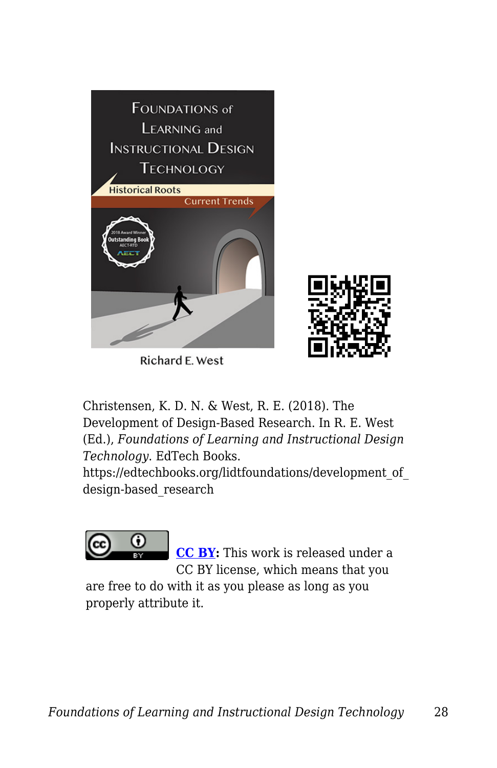Christensen, K. D. N. & West, R. E. (2018). The Development of Design-Based Research. In R. E. West (Ed.), *Foundations of Learning and Instructional Design Technology*. EdTech Books. https://edtechbooks.org/lidtfoundations/development_of_design-based_research

**CC BY:** This work is released under a CC BY license, which means that you are free to do with it as you please as long as you properly attribute it.